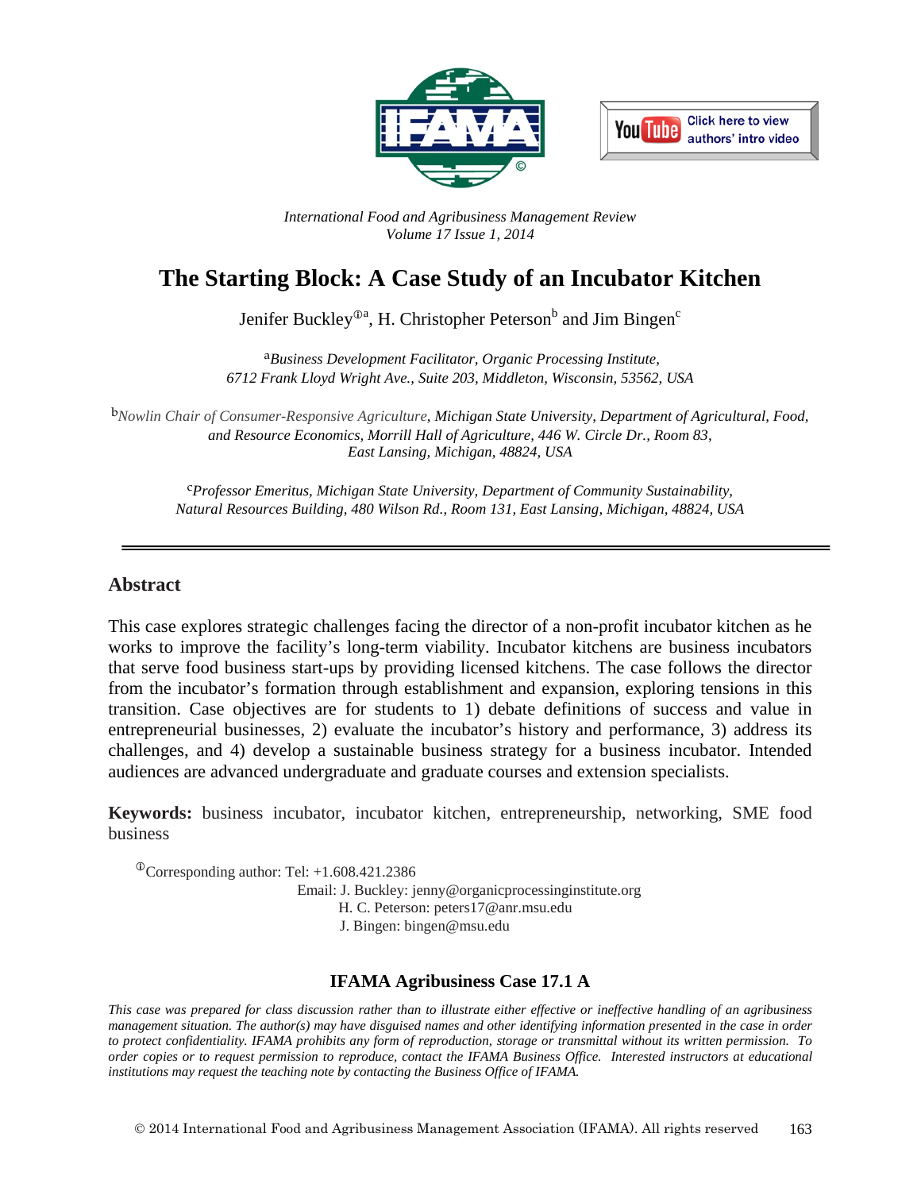International Food and Agribusiness Management Review
Volume 17 Issue 1, 2014

# The Starting Block: A Case Study of an Incubator Kitchen

Jenifer Buckley[Ⓘa], H. Christopher Peterson[b] and Jim Bingen[c]

[a] *Business Development Facilitator, Organic Processing Institute, 6712 Frank Lloyd Wright Ave., Suite 203, Middleton, Wisconsin, 53562, USA*

[b] *Nowlin Chair of Consumer-Responsive Agriculture, Michigan State University, Department of Agricultural, Food, and Resource Economics, Morrill Hall of Agriculture, 446 W. Circle Dr., Room 83, East Lansing, Michigan, 48824, USA*

[c] *Professor Emeritus, Michigan State University, Department of Community Sustainability, Natural Resources Building, 480 Wilson Rd., Room 131, East Lansing, Michigan, 48824, USA*

## Abstract

This case explores strategic challenges facing the director of a non-profit incubator kitchen as he works to improve the facility's long-term viability. Incubator kitchens are business incubators that serve food business start-ups by providing licensed kitchens. The case follows the director from the incubator's formation through establishment and expansion, exploring tensions in this transition. Case objectives are for students to 1) debate definitions of success and value in entrepreneurial businesses, 2) evaluate the incubator's history and performance, 3) address its challenges, and 4) develop a sustainable business strategy for a business incubator. Intended audiences are advanced undergraduate and graduate courses and extension specialists.

**Keywords:** business incubator, incubator kitchen, entrepreneurship, networking, SME food business

[Ⓘ] Corresponding author: Tel: +1.608.421.2386
Email: J. Buckley: jenny@organicprocessinginstitute.org
H. C. Peterson: peters17@anr.msu.edu
J. Bingen: bingen@msu.edu

### IFAMA Agribusiness Case 17.1 A

*This case was prepared for class discussion rather than to illustrate either effective or ineffective handling of an agribusiness management situation. The author(s) may have disguised names and other identifying information presented in the case in order to protect confidentiality. IFAMA prohibits any form of reproduction, storage or transmittal without its written permission. To order copies or to request permission to reproduce, contact the IFAMA Business Office. Interested instructors at educational institutions may request the teaching note by contacting the Business Office of IFAMA.*

© 2014 International Food and Agribusiness Management Association (IFAMA). All rights reserved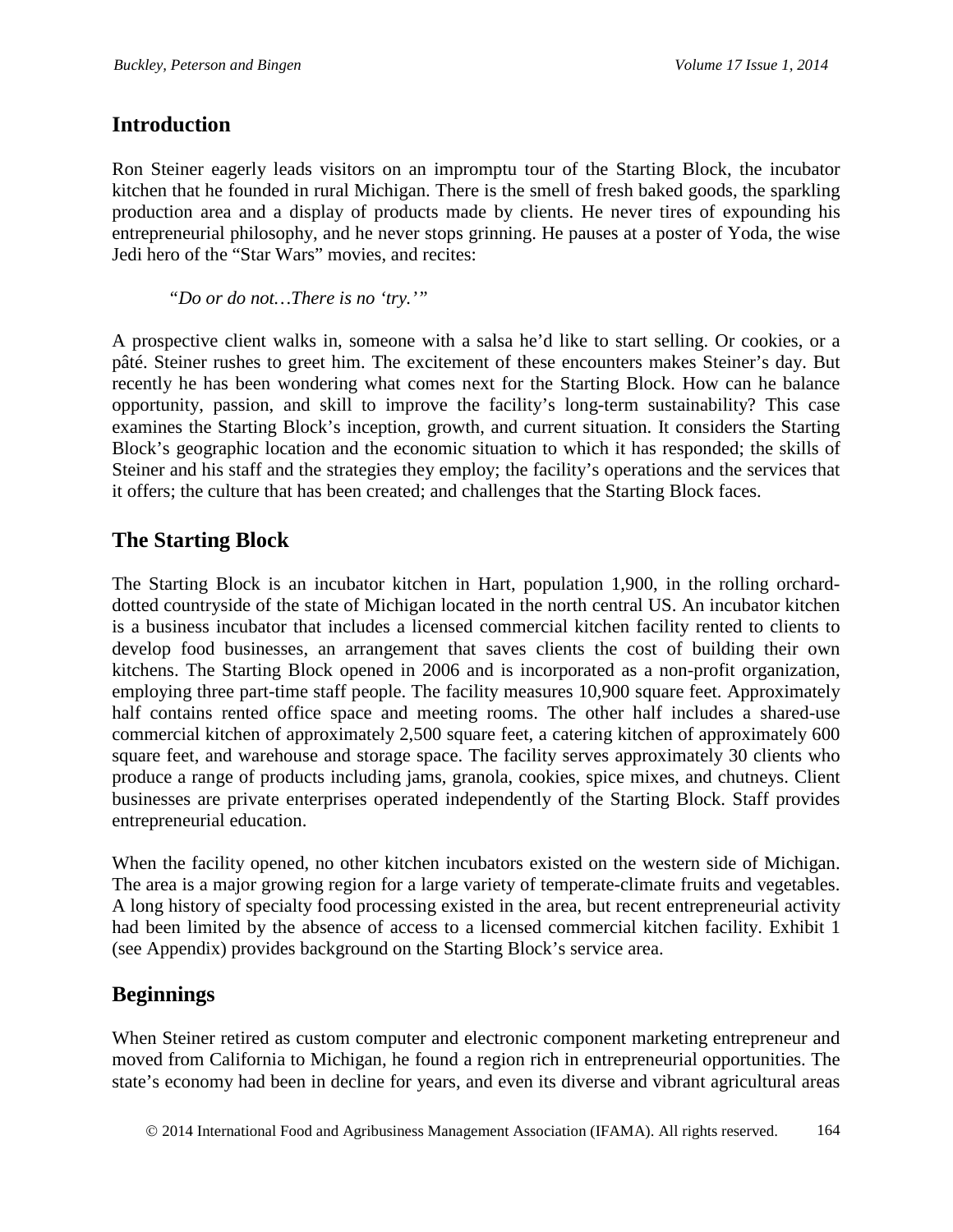## Introduction

Ron Steiner eagerly leads visitors on an impromptu tour of the Starting Block, the incubator kitchen that he founded in rural Michigan. There is the smell of fresh baked goods, the sparkling production area and a display of products made by clients. He never tires of expounding his entrepreneurial philosophy, and he never stops grinning. He pauses at a poster of Yoda, the wise Jedi hero of the "Star Wars" movies, and recites:

> *"Do or do not…There is no 'try.'"*

A prospective client walks in, someone with a salsa he'd like to start selling. Or cookies, or a pâté. Steiner rushes to greet him. The excitement of these encounters makes Steiner's day. But recently he has been wondering what comes next for the Starting Block. How can he balance opportunity, passion, and skill to improve the facility's long-term sustainability? This case examines the Starting Block's inception, growth, and current situation. It considers the Starting Block's geographic location and the economic situation to which it has responded; the skills of Steiner and his staff and the strategies they employ; the facility's operations and the services that it offers; the culture that has been created; and challenges that the Starting Block faces.

## The Starting Block

The Starting Block is an incubator kitchen in Hart, population 1,900, in the rolling orchard-dotted countryside of the state of Michigan located in the north central US. An incubator kitchen is a business incubator that includes a licensed commercial kitchen facility rented to clients to develop food businesses, an arrangement that saves clients the cost of building their own kitchens. The Starting Block opened in 2006 and is incorporated as a non-profit organization, employing three part-time staff people. The facility measures 10,900 square feet. Approximately half contains rented office space and meeting rooms. The other half includes a shared-use commercial kitchen of approximately 2,500 square feet, a catering kitchen of approximately 600 square feet, and warehouse and storage space. The facility serves approximately 30 clients who produce a range of products including jams, granola, cookies, spice mixes, and chutneys. Client businesses are private enterprises operated independently of the Starting Block. Staff provides entrepreneurial education.

When the facility opened, no other kitchen incubators existed on the western side of Michigan. The area is a major growing region for a large variety of temperate-climate fruits and vegetables. A long history of specialty food processing existed in the area, but recent entrepreneurial activity had been limited by the absence of access to a licensed commercial kitchen facility. Exhibit 1 (see Appendix) provides background on the Starting Block's service area.

## Beginnings

When Steiner retired as custom computer and electronic component marketing entrepreneur and moved from California to Michigan, he found a region rich in entrepreneurial opportunities. The state's economy had been in decline for years, and even its diverse and vibrant agricultural areas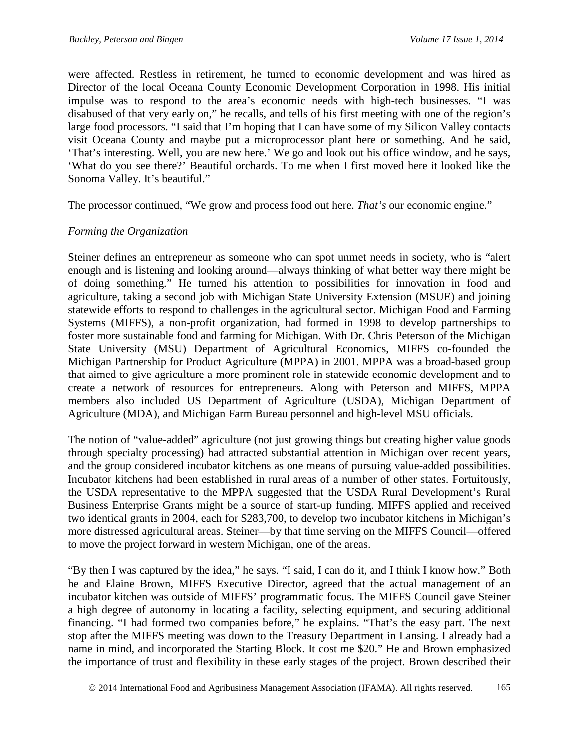were affected. Restless in retirement, he turned to economic development and was hired as Director of the local Oceana County Economic Development Corporation in 1998. His initial impulse was to respond to the area's economic needs with high-tech businesses. "I was disabused of that very early on," he recalls, and tells of his first meeting with one of the region's large food processors. "I said that I'm hoping that I can have some of my Silicon Valley contacts visit Oceana County and maybe put a microprocessor plant here or something. And he said, 'That's interesting. Well, you are new here.' We go and look out his office window, and he says, 'What do you see there?' Beautiful orchards. To me when I first moved here it looked like the Sonoma Valley. It's beautiful."

The processor continued, "We grow and process food out here. *That's* our economic engine."

### *Forming the Organization*

Steiner defines an entrepreneur as someone who can spot unmet needs in society, who is "alert enough and is listening and looking around—always thinking of what better way there might be of doing something." He turned his attention to possibilities for innovation in food and agriculture, taking a second job with Michigan State University Extension (MSUE) and joining statewide efforts to respond to challenges in the agricultural sector. Michigan Food and Farming Systems (MIFFS), a non-profit organization, had formed in 1998 to develop partnerships to foster more sustainable food and farming for Michigan. With Dr. Chris Peterson of the Michigan State University (MSU) Department of Agricultural Economics, MIFFS co-founded the Michigan Partnership for Product Agriculture (MPPA) in 2001. MPPA was a broad-based group that aimed to give agriculture a more prominent role in statewide economic development and to create a network of resources for entrepreneurs. Along with Peterson and MIFFS, MPPA members also included US Department of Agriculture (USDA), Michigan Department of Agriculture (MDA), and Michigan Farm Bureau personnel and high-level MSU officials.

The notion of "value-added" agriculture (not just growing things but creating higher value goods through specialty processing) had attracted substantial attention in Michigan over recent years, and the group considered incubator kitchens as one means of pursuing value-added possibilities. Incubator kitchens had been established in rural areas of a number of other states. Fortuitously, the USDA representative to the MPPA suggested that the USDA Rural Development's Rural Business Enterprise Grants might be a source of start-up funding. MIFFS applied and received two identical grants in 2004, each for $283,700, to develop two incubator kitchens in Michigan's more distressed agricultural areas. Steiner—by that time serving on the MIFFS Council—offered to move the project forward in western Michigan, one of the areas.

"By then I was captured by the idea," he says. "I said, I can do it, and I think I know how." Both he and Elaine Brown, MIFFS Executive Director, agreed that the actual management of an incubator kitchen was outside of MIFFS' programmatic focus. The MIFFS Council gave Steiner a high degree of autonomy in locating a facility, selecting equipment, and securing additional financing. "I had formed two companies before," he explains. "That's the easy part. The next stop after the MIFFS meeting was down to the Treasury Department in Lansing. I already had a name in mind, and incorporated the Starting Block. It cost me $20." He and Brown emphasized the importance of trust and flexibility in these early stages of the project. Brown described their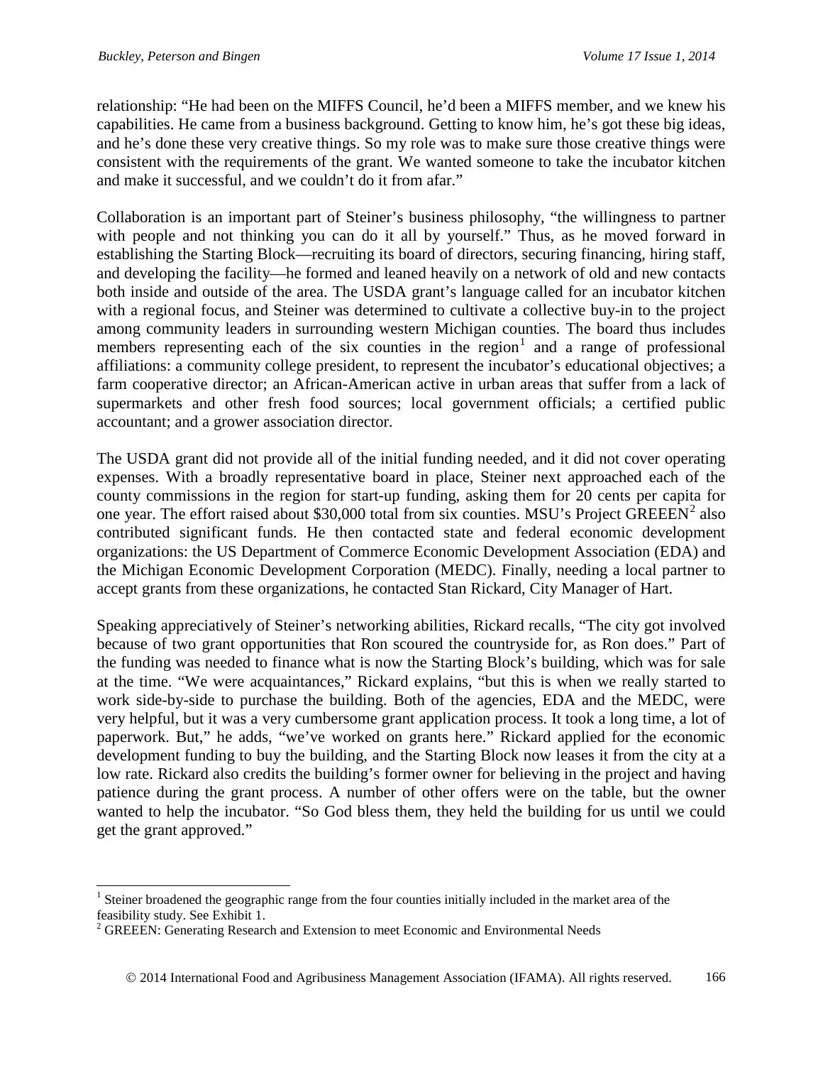relationship: "He had been on the MIFFS Council, he'd been a MIFFS member, and we knew his capabilities. He came from a business background. Getting to know him, he's got these big ideas, and he's done these very creative things. So my role was to make sure those creative things were consistent with the requirements of the grant. We wanted someone to take the incubator kitchen and make it successful, and we couldn't do it from afar."

Collaboration is an important part of Steiner's business philosophy, "the willingness to partner with people and not thinking you can do it all by yourself." Thus, as he moved forward in establishing the Starting Block—recruiting its board of directors, securing financing, hiring staff, and developing the facility—he formed and leaned heavily on a network of old and new contacts both inside and outside of the area. The USDA grant's language called for an incubator kitchen with a regional focus, and Steiner was determined to cultivate a collective buy-in to the project among community leaders in surrounding western Michigan counties. The board thus includes members representing each of the six counties in the region[1] and a range of professional affiliations: a community college president, to represent the incubator's educational objectives; a farm cooperative director; an African-American active in urban areas that suffer from a lack of supermarkets and other fresh food sources; local government officials; a certified public accountant; and a grower association director.

The USDA grant did not provide all of the initial funding needed, and it did not cover operating expenses. With a broadly representative board in place, Steiner next approached each of the county commissions in the region for start-up funding, asking them for 20 cents per capita for one year. The effort raised about $30,000 total from six counties. MSU's Project GREEEN[2] also contributed significant funds. He then contacted state and federal economic development organizations: the US Department of Commerce Economic Development Association (EDA) and the Michigan Economic Development Corporation (MEDC). Finally, needing a local partner to accept grants from these organizations, he contacted Stan Rickard, City Manager of Hart.

Speaking appreciatively of Steiner's networking abilities, Rickard recalls, "The city got involved because of two grant opportunities that Ron scoured the countryside for, as Ron does." Part of the funding was needed to finance what is now the Starting Block's building, which was for sale at the time. "We were acquaintances," Rickard explains, "but this is when we really started to work side-by-side to purchase the building. Both of the agencies, EDA and the MEDC, were very helpful, but it was a very cumbersome grant application process. It took a long time, a lot of paperwork. But," he adds, "we've worked on grants here." Rickard applied for the economic development funding to buy the building, and the Starting Block now leases it from the city at a low rate. Rickard also credits the building's former owner for believing in the project and having patience during the grant process. A number of other offers were on the table, but the owner wanted to help the incubator. "So God bless them, they held the building for us until we could get the grant approved."

---

[1] Steiner broadened the geographic range from the four counties initially included in the market area of the feasibility study. See Exhibit 1.

[2] GREEEN: Generating Research and Extension to meet Economic and Environmental Needs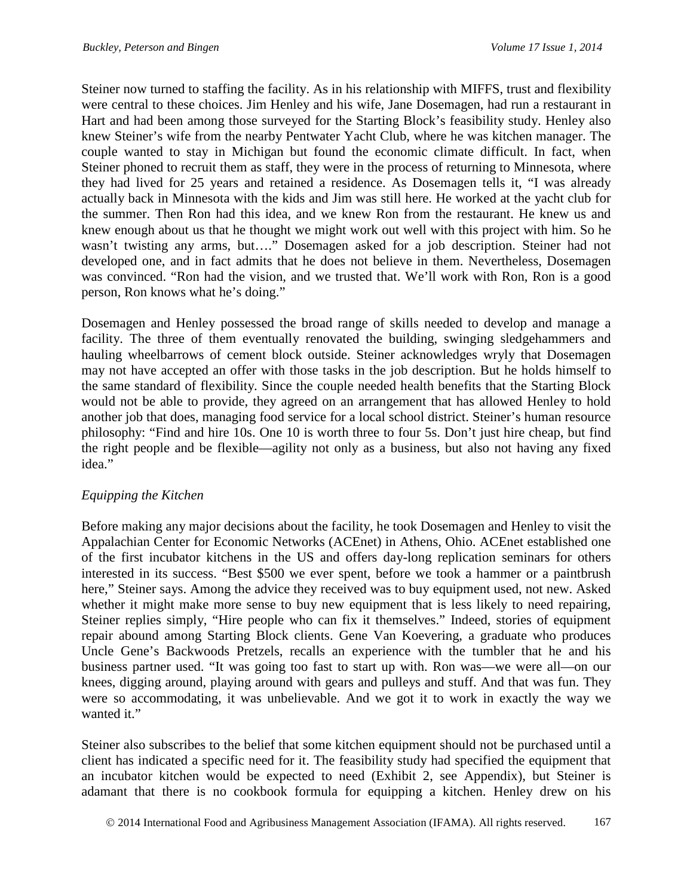Steiner now turned to staffing the facility. As in his relationship with MIFFS, trust and flexibility were central to these choices. Jim Henley and his wife, Jane Dosemagen, had run a restaurant in Hart and had been among those surveyed for the Starting Block's feasibility study. Henley also knew Steiner's wife from the nearby Pentwater Yacht Club, where he was kitchen manager. The couple wanted to stay in Michigan but found the economic climate difficult. In fact, when Steiner phoned to recruit them as staff, they were in the process of returning to Minnesota, where they had lived for 25 years and retained a residence. As Dosemagen tells it, "I was already actually back in Minnesota with the kids and Jim was still here. He worked at the yacht club for the summer. Then Ron had this idea, and we knew Ron from the restaurant. He knew us and knew enough about us that he thought we might work out well with this project with him. So he wasn't twisting any arms, but…." Dosemagen asked for a job description. Steiner had not developed one, and in fact admits that he does not believe in them. Nevertheless, Dosemagen was convinced. "Ron had the vision, and we trusted that. We'll work with Ron, Ron is a good person, Ron knows what he's doing."

Dosemagen and Henley possessed the broad range of skills needed to develop and manage a facility. The three of them eventually renovated the building, swinging sledgehammers and hauling wheelbarrows of cement block outside. Steiner acknowledges wryly that Dosemagen may not have accepted an offer with those tasks in the job description. But he holds himself to the same standard of flexibility. Since the couple needed health benefits that the Starting Block would not be able to provide, they agreed on an arrangement that has allowed Henley to hold another job that does, managing food service for a local school district. Steiner's human resource philosophy: "Find and hire 10s. One 10 is worth three to four 5s. Don't just hire cheap, but find the right people and be flexible—agility not only as a business, but also not having any fixed idea."

*Equipping the Kitchen*

Before making any major decisions about the facility, he took Dosemagen and Henley to visit the Appalachian Center for Economic Networks (ACEnet) in Athens, Ohio. ACEnet established one of the first incubator kitchens in the US and offers day-long replication seminars for others interested in its success. "Best $500 we ever spent, before we took a hammer or a paintbrush here," Steiner says. Among the advice they received was to buy equipment used, not new. Asked whether it might make more sense to buy new equipment that is less likely to need repairing, Steiner replies simply, "Hire people who can fix it themselves." Indeed, stories of equipment repair abound among Starting Block clients. Gene Van Koevering, a graduate who produces Uncle Gene's Backwoods Pretzels, recalls an experience with the tumbler that he and his business partner used. "It was going too fast to start up with. Ron was—we were all—on our knees, digging around, playing around with gears and pulleys and stuff. And that was fun. They were so accommodating, it was unbelievable. And we got it to work in exactly the way we wanted it."

Steiner also subscribes to the belief that some kitchen equipment should not be purchased until a client has indicated a specific need for it. The feasibility study had specified the equipment that an incubator kitchen would be expected to need (Exhibit 2, see Appendix), but Steiner is adamant that there is no cookbook formula for equipping a kitchen. Henley drew on his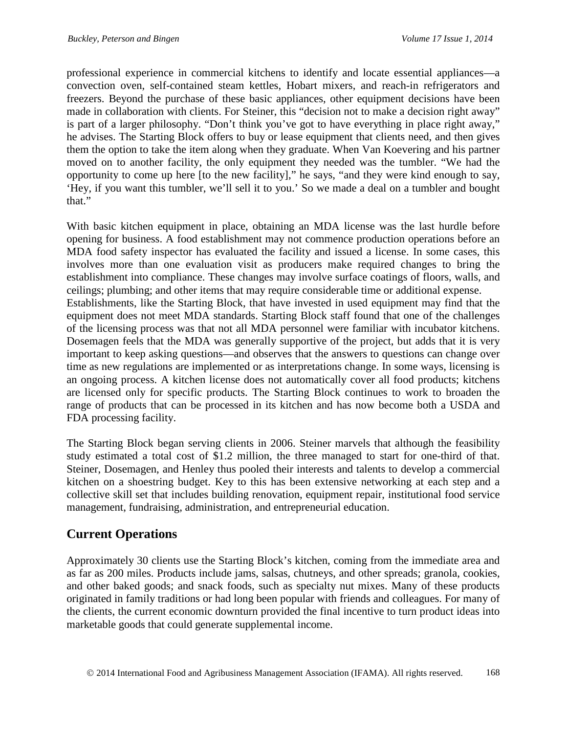professional experience in commercial kitchens to identify and locate essential appliances—a convection oven, self-contained steam kettles, Hobart mixers, and reach-in refrigerators and freezers. Beyond the purchase of these basic appliances, other equipment decisions have been made in collaboration with clients. For Steiner, this "decision not to make a decision right away" is part of a larger philosophy. "Don't think you've got to have everything in place right away," he advises. The Starting Block offers to buy or lease equipment that clients need, and then gives them the option to take the item along when they graduate. When Van Koevering and his partner moved on to another facility, the only equipment they needed was the tumbler. "We had the opportunity to come up here [to the new facility]," he says, "and they were kind enough to say, 'Hey, if you want this tumbler, we'll sell it to you.' So we made a deal on a tumbler and bought that."

With basic kitchen equipment in place, obtaining an MDA license was the last hurdle before opening for business. A food establishment may not commence production operations before an MDA food safety inspector has evaluated the facility and issued a license. In some cases, this involves more than one evaluation visit as producers make required changes to bring the establishment into compliance. These changes may involve surface coatings of floors, walls, and ceilings; plumbing; and other items that may require considerable time or additional expense. Establishments, like the Starting Block, that have invested in used equipment may find that the equipment does not meet MDA standards. Starting Block staff found that one of the challenges of the licensing process was that not all MDA personnel were familiar with incubator kitchens. Dosemagen feels that the MDA was generally supportive of the project, but adds that it is very important to keep asking questions—and observes that the answers to questions can change over time as new regulations are implemented or as interpretations change. In some ways, licensing is an ongoing process. A kitchen license does not automatically cover all food products; kitchens are licensed only for specific products. The Starting Block continues to work to broaden the range of products that can be processed in its kitchen and has now become both a USDA and FDA processing facility.

The Starting Block began serving clients in 2006. Steiner marvels that although the feasibility study estimated a total cost of $1.2 million, the three managed to start for one-third of that. Steiner, Dosemagen, and Henley thus pooled their interests and talents to develop a commercial kitchen on a shoestring budget. Key to this has been extensive networking at each step and a collective skill set that includes building renovation, equipment repair, institutional food service management, fundraising, administration, and entrepreneurial education.

## Current Operations

Approximately 30 clients use the Starting Block's kitchen, coming from the immediate area and as far as 200 miles. Products include jams, salsas, chutneys, and other spreads; granola, cookies, and other baked goods; and snack foods, such as specialty nut mixes. Many of these products originated in family traditions or had long been popular with friends and colleagues. For many of the clients, the current economic downturn provided the final incentive to turn product ideas into marketable goods that could generate supplemental income.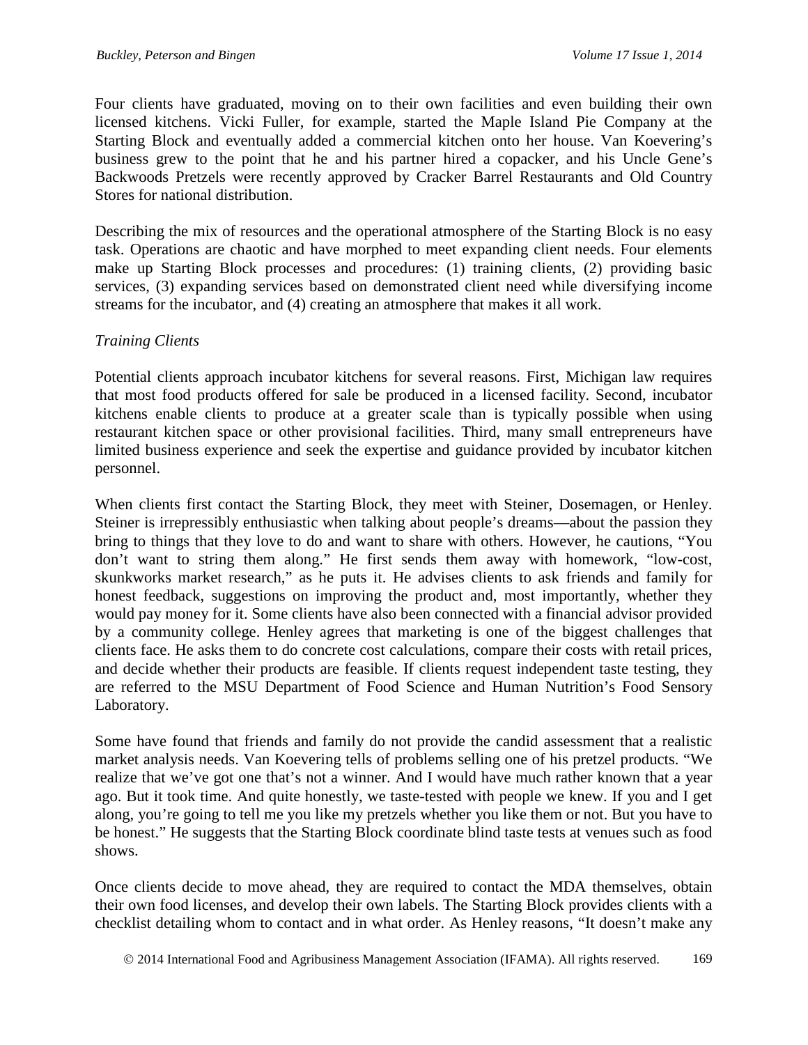Four clients have graduated, moving on to their own facilities and even building their own licensed kitchens. Vicki Fuller, for example, started the Maple Island Pie Company at the Starting Block and eventually added a commercial kitchen onto her house. Van Koevering's business grew to the point that he and his partner hired a copacker, and his Uncle Gene's Backwoods Pretzels were recently approved by Cracker Barrel Restaurants and Old Country Stores for national distribution.

Describing the mix of resources and the operational atmosphere of the Starting Block is no easy task. Operations are chaotic and have morphed to meet expanding client needs. Four elements make up Starting Block processes and procedures: (1) training clients, (2) providing basic services, (3) expanding services based on demonstrated client need while diversifying income streams for the incubator, and (4) creating an atmosphere that makes it all work.

*Training Clients*

Potential clients approach incubator kitchens for several reasons. First, Michigan law requires that most food products offered for sale be produced in a licensed facility. Second, incubator kitchens enable clients to produce at a greater scale than is typically possible when using restaurant kitchen space or other provisional facilities. Third, many small entrepreneurs have limited business experience and seek the expertise and guidance provided by incubator kitchen personnel.

When clients first contact the Starting Block, they meet with Steiner, Dosemagen, or Henley. Steiner is irrepressibly enthusiastic when talking about people's dreams—about the passion they bring to things that they love to do and want to share with others. However, he cautions, "You don't want to string them along." He first sends them away with homework, "low-cost, skunkworks market research," as he puts it. He advises clients to ask friends and family for honest feedback, suggestions on improving the product and, most importantly, whether they would pay money for it. Some clients have also been connected with a financial advisor provided by a community college. Henley agrees that marketing is one of the biggest challenges that clients face. He asks them to do concrete cost calculations, compare their costs with retail prices, and decide whether their products are feasible. If clients request independent taste testing, they are referred to the MSU Department of Food Science and Human Nutrition's Food Sensory Laboratory.

Some have found that friends and family do not provide the candid assessment that a realistic market analysis needs. Van Koevering tells of problems selling one of his pretzel products. "We realize that we've got one that's not a winner. And I would have much rather known that a year ago. But it took time. And quite honestly, we taste-tested with people we knew. If you and I get along, you're going to tell me you like my pretzels whether you like them or not. But you have to be honest." He suggests that the Starting Block coordinate blind taste tests at venues such as food shows.

Once clients decide to move ahead, they are required to contact the MDA themselves, obtain their own food licenses, and develop their own labels. The Starting Block provides clients with a checklist detailing whom to contact and in what order. As Henley reasons, "It doesn't make any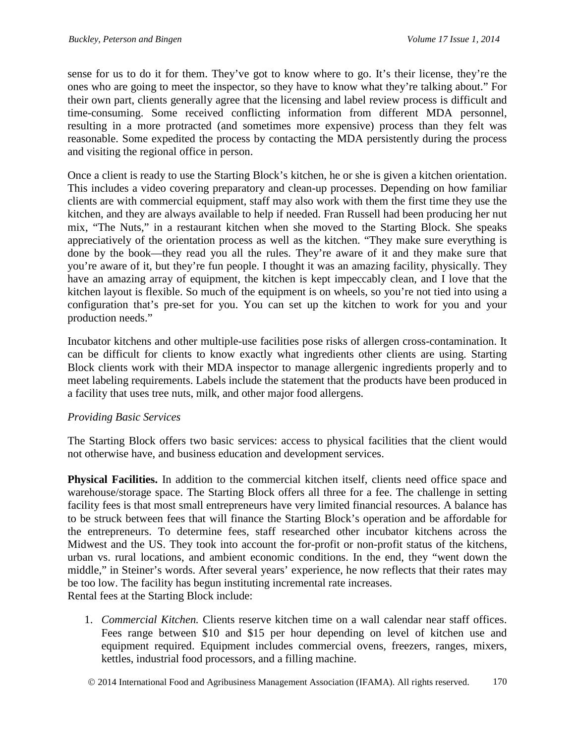sense for us to do it for them. They've got to know where to go. It's their license, they're the ones who are going to meet the inspector, so they have to know what they're talking about." For their own part, clients generally agree that the licensing and label review process is difficult and time-consuming. Some received conflicting information from different MDA personnel, resulting in a more protracted (and sometimes more expensive) process than they felt was reasonable. Some expedited the process by contacting the MDA persistently during the process and visiting the regional office in person.

Once a client is ready to use the Starting Block's kitchen, he or she is given a kitchen orientation. This includes a video covering preparatory and clean-up processes. Depending on how familiar clients are with commercial equipment, staff may also work with them the first time they use the kitchen, and they are always available to help if needed. Fran Russell had been producing her nut mix, "The Nuts," in a restaurant kitchen when she moved to the Starting Block. She speaks appreciatively of the orientation process as well as the kitchen. "They make sure everything is done by the book—they read you all the rules. They're aware of it and they make sure that you're aware of it, but they're fun people. I thought it was an amazing facility, physically. They have an amazing array of equipment, the kitchen is kept impeccably clean, and I love that the kitchen layout is flexible. So much of the equipment is on wheels, so you're not tied into using a configuration that's pre-set for you. You can set up the kitchen to work for you and your production needs."

Incubator kitchens and other multiple-use facilities pose risks of allergen cross-contamination. It can be difficult for clients to know exactly what ingredients other clients are using. Starting Block clients work with their MDA inspector to manage allergenic ingredients properly and to meet labeling requirements. Labels include the statement that the products have been produced in a facility that uses tree nuts, milk, and other major food allergens.

*Providing Basic Services*

The Starting Block offers two basic services: access to physical facilities that the client would not otherwise have, and business education and development services.

**Physical Facilities.** In addition to the commercial kitchen itself, clients need office space and warehouse/storage space. The Starting Block offers all three for a fee. The challenge in setting facility fees is that most small entrepreneurs have very limited financial resources. A balance has to be struck between fees that will finance the Starting Block's operation and be affordable for the entrepreneurs. To determine fees, staff researched other incubator kitchens across the Midwest and the US. They took into account the for-profit or non-profit status of the kitchens, urban vs. rural locations, and ambient economic conditions. In the end, they "went down the middle," in Steiner's words. After several years' experience, he now reflects that their rates may be too low. The facility has begun instituting incremental rate increases.
Rental fees at the Starting Block include:

1. *Commercial Kitchen.* Clients reserve kitchen time on a wall calendar near staff offices. Fees range between $10 and $15 per hour depending on level of kitchen use and equipment required. Equipment includes commercial ovens, freezers, ranges, mixers, kettles, industrial food processors, and a filling machine.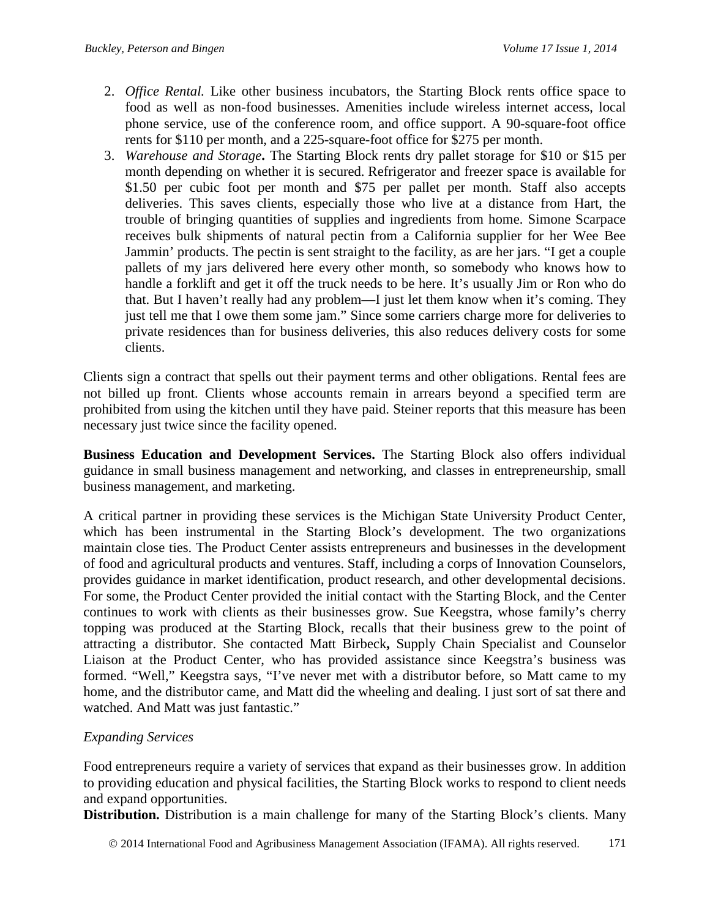2. *Office Rental.* Like other business incubators, the Starting Block rents office space to food as well as non-food businesses. Amenities include wireless internet access, local phone service, use of the conference room, and office support. A 90-square-foot office rents for $110 per month, and a 225-square-foot office for $275 per month.
3. *Warehouse and Storage***.** The Starting Block rents dry pallet storage for $10 or $15 per month depending on whether it is secured. Refrigerator and freezer space is available for $1.50 per cubic foot per month and $75 per pallet per month. Staff also accepts deliveries. This saves clients, especially those who live at a distance from Hart, the trouble of bringing quantities of supplies and ingredients from home. Simone Scarpace receives bulk shipments of natural pectin from a California supplier for her Wee Bee Jammin' products. The pectin is sent straight to the facility, as are her jars. "I get a couple pallets of my jars delivered here every other month, so somebody who knows how to handle a forklift and get it off the truck needs to be here. It's usually Jim or Ron who do that. But I haven't really had any problem—I just let them know when it's coming. They just tell me that I owe them some jam." Since some carriers charge more for deliveries to private residences than for business deliveries, this also reduces delivery costs for some clients.

Clients sign a contract that spells out their payment terms and other obligations. Rental fees are not billed up front. Clients whose accounts remain in arrears beyond a specified term are prohibited from using the kitchen until they have paid. Steiner reports that this measure has been necessary just twice since the facility opened.

**Business Education and Development Services.** The Starting Block also offers individual guidance in small business management and networking, and classes in entrepreneurship, small business management, and marketing.

A critical partner in providing these services is the Michigan State University Product Center, which has been instrumental in the Starting Block's development. The two organizations maintain close ties. The Product Center assists entrepreneurs and businesses in the development of food and agricultural products and ventures. Staff, including a corps of Innovation Counselors, provides guidance in market identification, product research, and other developmental decisions. For some, the Product Center provided the initial contact with the Starting Block, and the Center continues to work with clients as their businesses grow. Sue Keegstra, whose family's cherry topping was produced at the Starting Block, recalls that their business grew to the point of attracting a distributor. She contacted Matt Birbeck**,** Supply Chain Specialist and Counselor Liaison at the Product Center, who has provided assistance since Keegstra's business was formed. "Well," Keegstra says, "I've never met with a distributor before, so Matt came to my home, and the distributor came, and Matt did the wheeling and dealing. I just sort of sat there and watched. And Matt was just fantastic."

*Expanding Services*

Food entrepreneurs require a variety of services that expand as their businesses grow. In addition to providing education and physical facilities, the Starting Block works to respond to client needs and expand opportunities.

**Distribution.** Distribution is a main challenge for many of the Starting Block's clients. Many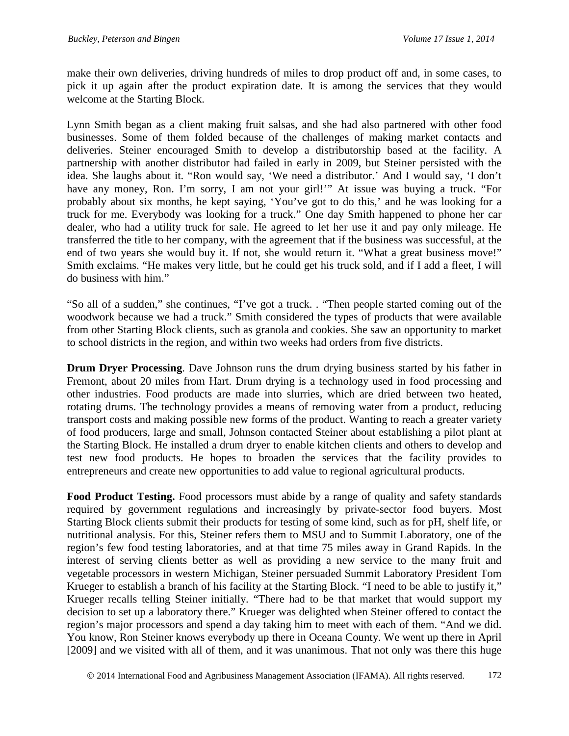make their own deliveries, driving hundreds of miles to drop product off and, in some cases, to pick it up again after the product expiration date. It is among the services that they would welcome at the Starting Block.

Lynn Smith began as a client making fruit salsas, and she had also partnered with other food businesses. Some of them folded because of the challenges of making market contacts and deliveries. Steiner encouraged Smith to develop a distributorship based at the facility. A partnership with another distributor had failed in early in 2009, but Steiner persisted with the idea. She laughs about it. "Ron would say, 'We need a distributor.' And I would say, 'I don't have any money, Ron. I'm sorry, I am not your girl!'" At issue was buying a truck. "For probably about six months, he kept saying, 'You've got to do this,' and he was looking for a truck for me. Everybody was looking for a truck." One day Smith happened to phone her car dealer, who had a utility truck for sale. He agreed to let her use it and pay only mileage. He transferred the title to her company, with the agreement that if the business was successful, at the end of two years she would buy it. If not, she would return it. "What a great business move!" Smith exclaims. "He makes very little, but he could get his truck sold, and if I add a fleet, I will do business with him."

"So all of a sudden," she continues, "I've got a truck. . "Then people started coming out of the woodwork because we had a truck." Smith considered the types of products that were available from other Starting Block clients, such as granola and cookies. She saw an opportunity to market to school districts in the region, and within two weeks had orders from five districts.

**Drum Dryer Processing**. Dave Johnson runs the drum drying business started by his father in Fremont, about 20 miles from Hart. Drum drying is a technology used in food processing and other industries. Food products are made into slurries, which are dried between two heated, rotating drums. The technology provides a means of removing water from a product, reducing transport costs and making possible new forms of the product. Wanting to reach a greater variety of food producers, large and small, Johnson contacted Steiner about establishing a pilot plant at the Starting Block. He installed a drum dryer to enable kitchen clients and others to develop and test new food products. He hopes to broaden the services that the facility provides to entrepreneurs and create new opportunities to add value to regional agricultural products.

**Food Product Testing.** Food processors must abide by a range of quality and safety standards required by government regulations and increasingly by private-sector food buyers. Most Starting Block clients submit their products for testing of some kind, such as for pH, shelf life, or nutritional analysis. For this, Steiner refers them to MSU and to Summit Laboratory, one of the region's few food testing laboratories, and at that time 75 miles away in Grand Rapids. In the interest of serving clients better as well as providing a new service to the many fruit and vegetable processors in western Michigan, Steiner persuaded Summit Laboratory President Tom Krueger to establish a branch of his facility at the Starting Block. "I need to be able to justify it," Krueger recalls telling Steiner initially. "There had to be that market that would support my decision to set up a laboratory there." Krueger was delighted when Steiner offered to contact the region's major processors and spend a day taking him to meet with each of them. "And we did. You know, Ron Steiner knows everybody up there in Oceana County. We went up there in April [2009] and we visited with all of them, and it was unanimous. That not only was there this huge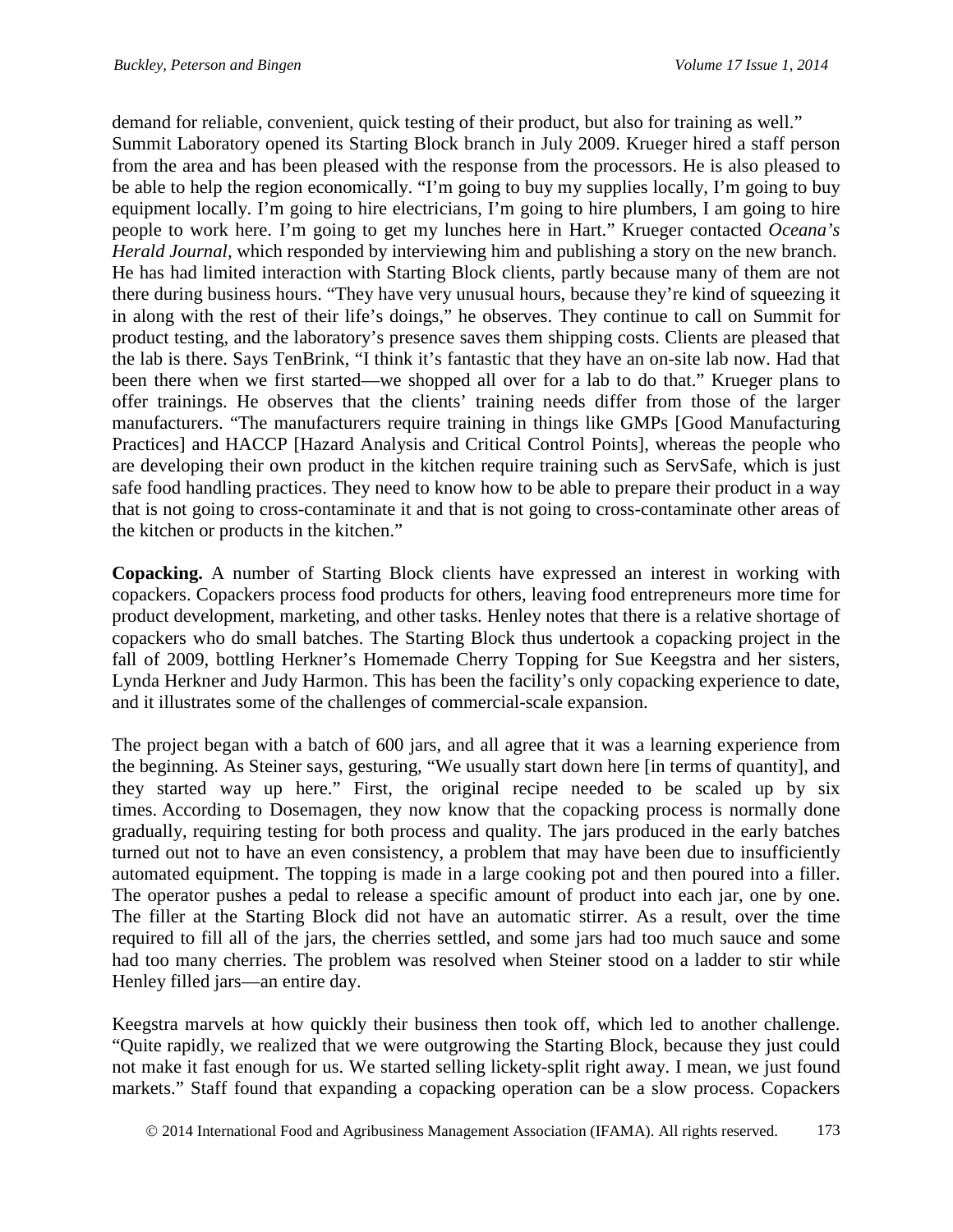demand for reliable, convenient, quick testing of their product, but also for training as well." Summit Laboratory opened its Starting Block branch in July 2009. Krueger hired a staff person from the area and has been pleased with the response from the processors. He is also pleased to be able to help the region economically. "I'm going to buy my supplies locally, I'm going to buy equipment locally. I'm going to hire electricians, I'm going to hire plumbers, I am going to hire people to work here. I'm going to get my lunches here in Hart." Krueger contacted *Oceana's Herald Journal,* which responded by interviewing him and publishing a story on the new branch. He has had limited interaction with Starting Block clients, partly because many of them are not there during business hours. "They have very unusual hours, because they're kind of squeezing it in along with the rest of their life's doings," he observes. They continue to call on Summit for product testing, and the laboratory's presence saves them shipping costs. Clients are pleased that the lab is there. Says TenBrink, "I think it's fantastic that they have an on-site lab now. Had that been there when we first started—we shopped all over for a lab to do that." Krueger plans to offer trainings. He observes that the clients' training needs differ from those of the larger manufacturers. "The manufacturers require training in things like GMPs [Good Manufacturing Practices] and HACCP [Hazard Analysis and Critical Control Points], whereas the people who are developing their own product in the kitchen require training such as ServSafe, which is just safe food handling practices. They need to know how to be able to prepare their product in a way that is not going to cross-contaminate it and that is not going to cross-contaminate other areas of the kitchen or products in the kitchen."

**Copacking.** A number of Starting Block clients have expressed an interest in working with copackers. Copackers process food products for others, leaving food entrepreneurs more time for product development, marketing, and other tasks. Henley notes that there is a relative shortage of copackers who do small batches. The Starting Block thus undertook a copacking project in the fall of 2009, bottling Herkner's Homemade Cherry Topping for Sue Keegstra and her sisters, Lynda Herkner and Judy Harmon. This has been the facility's only copacking experience to date, and it illustrates some of the challenges of commercial-scale expansion.

The project began with a batch of 600 jars, and all agree that it was a learning experience from the beginning. As Steiner says, gesturing, "We usually start down here [in terms of quantity], and they started way up here." First, the original recipe needed to be scaled up by six times. According to Dosemagen, they now know that the copacking process is normally done gradually, requiring testing for both process and quality. The jars produced in the early batches turned out not to have an even consistency, a problem that may have been due to insufficiently automated equipment. The topping is made in a large cooking pot and then poured into a filler. The operator pushes a pedal to release a specific amount of product into each jar, one by one. The filler at the Starting Block did not have an automatic stirrer. As a result, over the time required to fill all of the jars, the cherries settled, and some jars had too much sauce and some had too many cherries. The problem was resolved when Steiner stood on a ladder to stir while Henley filled jars—an entire day.

Keegstra marvels at how quickly their business then took off, which led to another challenge. "Quite rapidly, we realized that we were outgrowing the Starting Block, because they just could not make it fast enough for us. We started selling lickety-split right away. I mean, we just found markets." Staff found that expanding a copacking operation can be a slow process. Copackers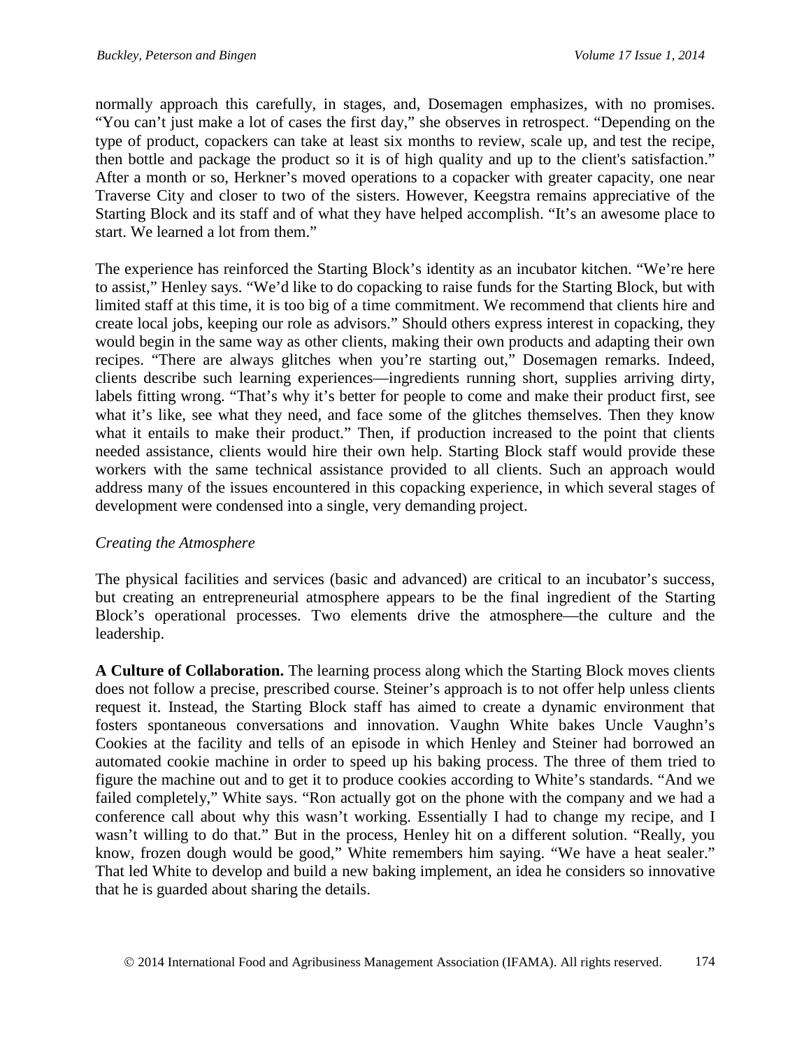normally approach this carefully, in stages, and, Dosemagen emphasizes, with no promises. "You can't just make a lot of cases the first day," she observes in retrospect. "Depending on the type of product, copackers can take at least six months to review, scale up, and test the recipe, then bottle and package the product so it is of high quality and up to the client's satisfaction." After a month or so, Herkner's moved operations to a copacker with greater capacity, one near Traverse City and closer to two of the sisters. However, Keegstra remains appreciative of the Starting Block and its staff and of what they have helped accomplish. "It's an awesome place to start. We learned a lot from them."

The experience has reinforced the Starting Block's identity as an incubator kitchen. "We're here to assist," Henley says. "We'd like to do copacking to raise funds for the Starting Block, but with limited staff at this time, it is too big of a time commitment. We recommend that clients hire and create local jobs, keeping our role as advisors." Should others express interest in copacking, they would begin in the same way as other clients, making their own products and adapting their own recipes. "There are always glitches when you're starting out," Dosemagen remarks. Indeed, clients describe such learning experiences—ingredients running short, supplies arriving dirty, labels fitting wrong. "That's why it's better for people to come and make their product first, see what it's like, see what they need, and face some of the glitches themselves. Then they know what it entails to make their product." Then, if production increased to the point that clients needed assistance, clients would hire their own help. Starting Block staff would provide these workers with the same technical assistance provided to all clients. Such an approach would address many of the issues encountered in this copacking experience, in which several stages of development were condensed into a single, very demanding project.

*Creating the Atmosphere*

The physical facilities and services (basic and advanced) are critical to an incubator's success, but creating an entrepreneurial atmosphere appears to be the final ingredient of the Starting Block's operational processes. Two elements drive the atmosphere—the culture and the leadership.

**A Culture of Collaboration.** The learning process along which the Starting Block moves clients does not follow a precise, prescribed course. Steiner's approach is to not offer help unless clients request it. Instead, the Starting Block staff has aimed to create a dynamic environment that fosters spontaneous conversations and innovation. Vaughn White bakes Uncle Vaughn's Cookies at the facility and tells of an episode in which Henley and Steiner had borrowed an automated cookie machine in order to speed up his baking process. The three of them tried to figure the machine out and to get it to produce cookies according to White's standards. "And we failed completely," White says. "Ron actually got on the phone with the company and we had a conference call about why this wasn't working. Essentially I had to change my recipe, and I wasn't willing to do that." But in the process, Henley hit on a different solution. "Really, you know, frozen dough would be good," White remembers him saying. "We have a heat sealer." That led White to develop and build a new baking implement, an idea he considers so innovative that he is guarded about sharing the details.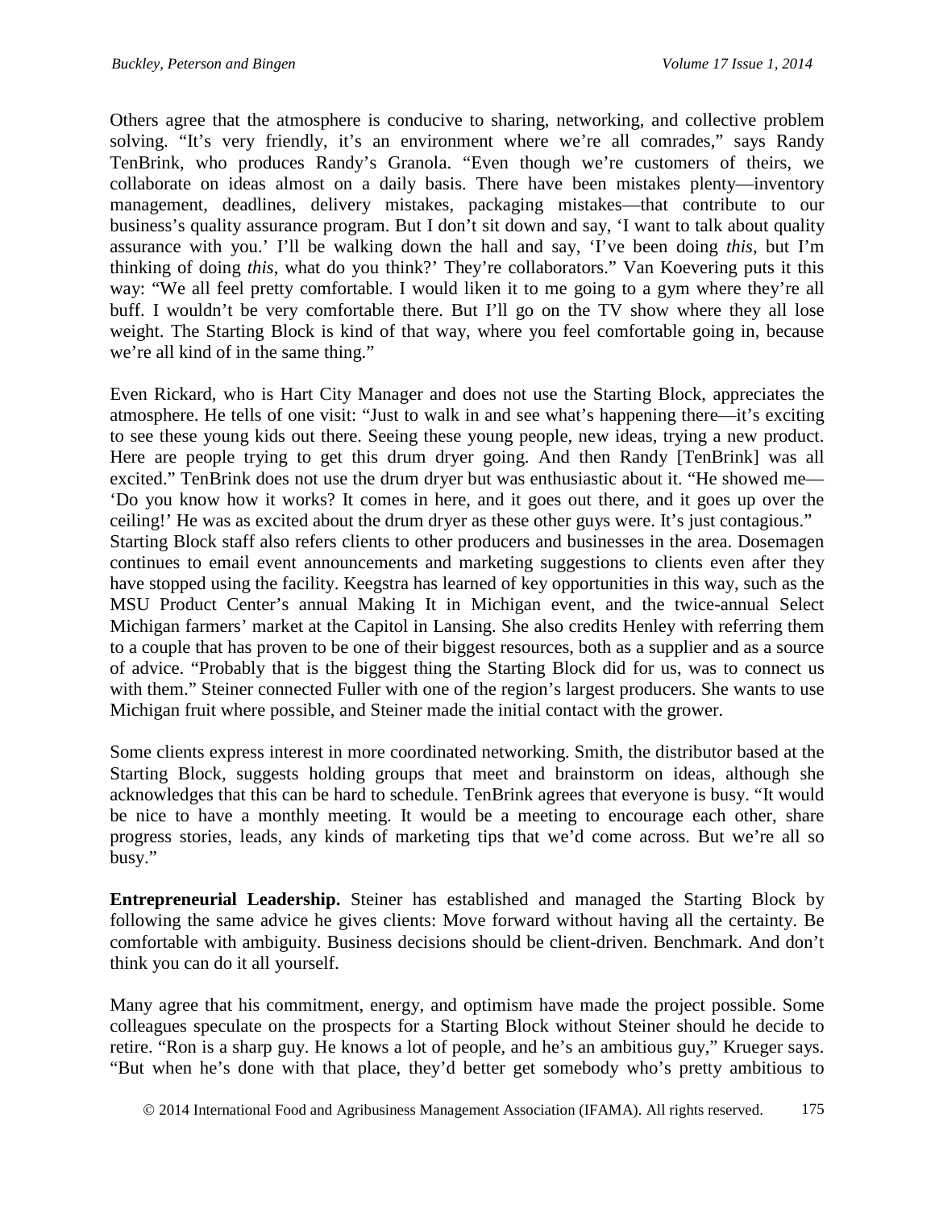Others agree that the atmosphere is conducive to sharing, networking, and collective problem solving. "It's very friendly, it's an environment where we're all comrades," says Randy TenBrink, who produces Randy's Granola. "Even though we're customers of theirs, we collaborate on ideas almost on a daily basis. There have been mistakes plenty—inventory management, deadlines, delivery mistakes, packaging mistakes—that contribute to our business's quality assurance program. But I don't sit down and say, 'I want to talk about quality assurance with you.' I'll be walking down the hall and say, 'I've been doing *this*, but I'm thinking of doing *this*, what do you think?' They're collaborators." Van Koevering puts it this way: "We all feel pretty comfortable. I would liken it to me going to a gym where they're all buff. I wouldn't be very comfortable there. But I'll go on the TV show where they all lose weight. The Starting Block is kind of that way, where you feel comfortable going in, because we're all kind of in the same thing."

Even Rickard, who is Hart City Manager and does not use the Starting Block, appreciates the atmosphere. He tells of one visit: "Just to walk in and see what's happening there—it's exciting to see these young kids out there. Seeing these young people, new ideas, trying a new product. Here are people trying to get this drum dryer going. And then Randy [TenBrink] was all excited." TenBrink does not use the drum dryer but was enthusiastic about it. "He showed me—'Do you know how it works? It comes in here, and it goes out there, and it goes up over the ceiling!' He was as excited about the drum dryer as these other guys were. It's just contagious."

Starting Block staff also refers clients to other producers and businesses in the area. Dosemagen continues to email event announcements and marketing suggestions to clients even after they have stopped using the facility. Keegstra has learned of key opportunities in this way, such as the MSU Product Center's annual Making It in Michigan event, and the twice-annual Select Michigan farmers' market at the Capitol in Lansing. She also credits Henley with referring them to a couple that has proven to be one of their biggest resources, both as a supplier and as a source of advice. "Probably that is the biggest thing the Starting Block did for us, was to connect us with them." Steiner connected Fuller with one of the region's largest producers. She wants to use Michigan fruit where possible, and Steiner made the initial contact with the grower.

Some clients express interest in more coordinated networking. Smith, the distributor based at the Starting Block, suggests holding groups that meet and brainstorm on ideas, although she acknowledges that this can be hard to schedule. TenBrink agrees that everyone is busy. "It would be nice to have a monthly meeting. It would be a meeting to encourage each other, share progress stories, leads, any kinds of marketing tips that we'd come across. But we're all so busy."

**Entrepreneurial Leadership.** Steiner has established and managed the Starting Block by following the same advice he gives clients: Move forward without having all the certainty. Be comfortable with ambiguity. Business decisions should be client-driven. Benchmark. And don't think you can do it all yourself.

Many agree that his commitment, energy, and optimism have made the project possible. Some colleagues speculate on the prospects for a Starting Block without Steiner should he decide to retire. "Ron is a sharp guy. He knows a lot of people, and he's an ambitious guy," Krueger says. "But when he's done with that place, they'd better get somebody who's pretty ambitious to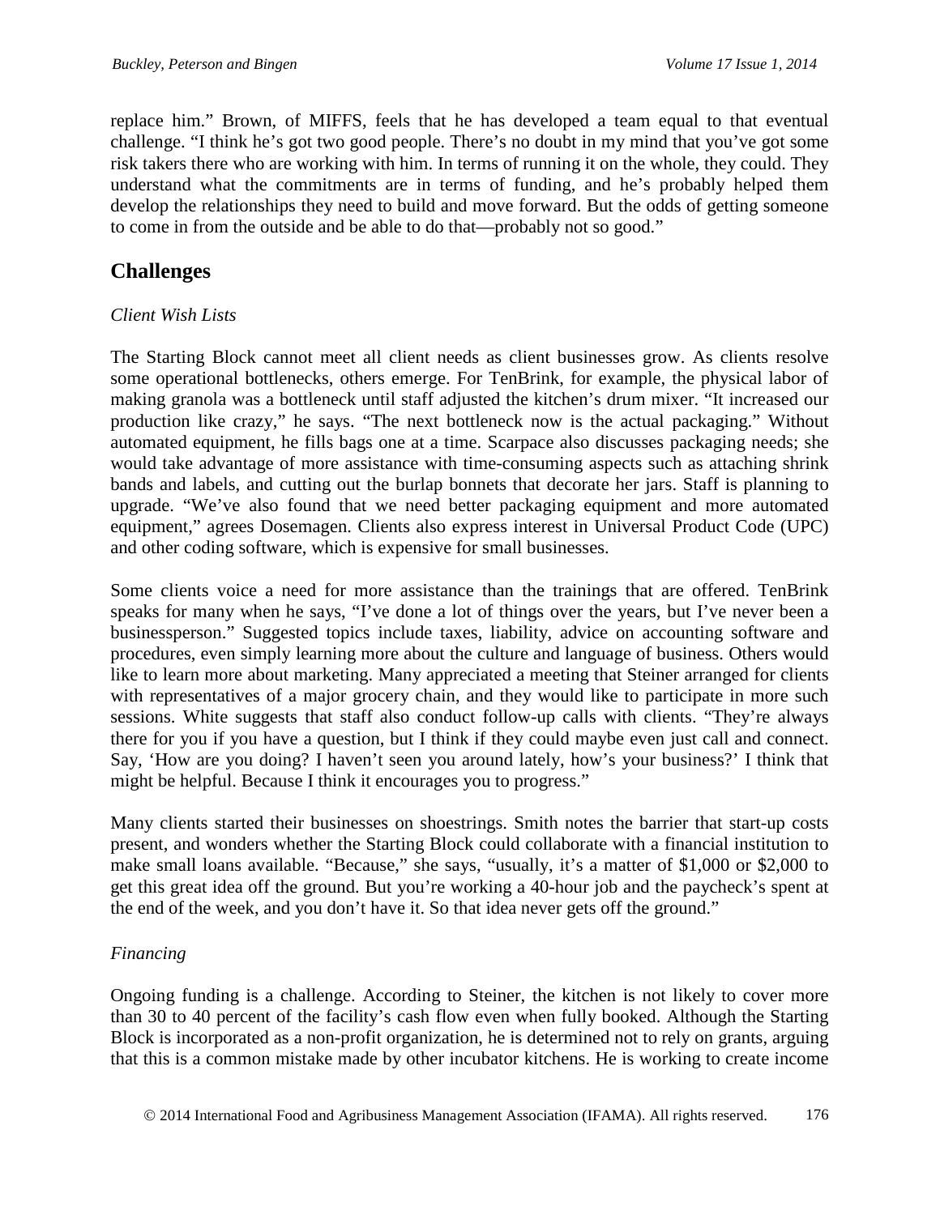replace him." Brown, of MIFFS, feels that he has developed a team equal to that eventual challenge. "I think he's got two good people. There's no doubt in my mind that you've got some risk takers there who are working with him. In terms of running it on the whole, they could. They understand what the commitments are in terms of funding, and he's probably helped them develop the relationships they need to build and move forward. But the odds of getting someone to come in from the outside and be able to do that—probably not so good."

## Challenges

*Client Wish Lists*

The Starting Block cannot meet all client needs as client businesses grow. As clients resolve some operational bottlenecks, others emerge. For TenBrink, for example, the physical labor of making granola was a bottleneck until staff adjusted the kitchen's drum mixer. "It increased our production like crazy," he says. "The next bottleneck now is the actual packaging." Without automated equipment, he fills bags one at a time. Scarpace also discusses packaging needs; she would take advantage of more assistance with time-consuming aspects such as attaching shrink bands and labels, and cutting out the burlap bonnets that decorate her jars. Staff is planning to upgrade. "We've also found that we need better packaging equipment and more automated equipment," agrees Dosemagen. Clients also express interest in Universal Product Code (UPC) and other coding software, which is expensive for small businesses.

Some clients voice a need for more assistance than the trainings that are offered. TenBrink speaks for many when he says, "I've done a lot of things over the years, but I've never been a businessperson." Suggested topics include taxes, liability, advice on accounting software and procedures, even simply learning more about the culture and language of business. Others would like to learn more about marketing. Many appreciated a meeting that Steiner arranged for clients with representatives of a major grocery chain, and they would like to participate in more such sessions. White suggests that staff also conduct follow-up calls with clients. "They're always there for you if you have a question, but I think if they could maybe even just call and connect. Say, 'How are you doing? I haven't seen you around lately, how's your business?' I think that might be helpful. Because I think it encourages you to progress."

Many clients started their businesses on shoestrings. Smith notes the barrier that start-up costs present, and wonders whether the Starting Block could collaborate with a financial institution to make small loans available. "Because," she says, "usually, it's a matter of $1,000 or $2,000 to get this great idea off the ground. But you're working a 40-hour job and the paycheck's spent at the end of the week, and you don't have it. So that idea never gets off the ground."

*Financing*

Ongoing funding is a challenge. According to Steiner, the kitchen is not likely to cover more than 30 to 40 percent of the facility's cash flow even when fully booked. Although the Starting Block is incorporated as a non-profit organization, he is determined not to rely on grants, arguing that this is a common mistake made by other incubator kitchens. He is working to create income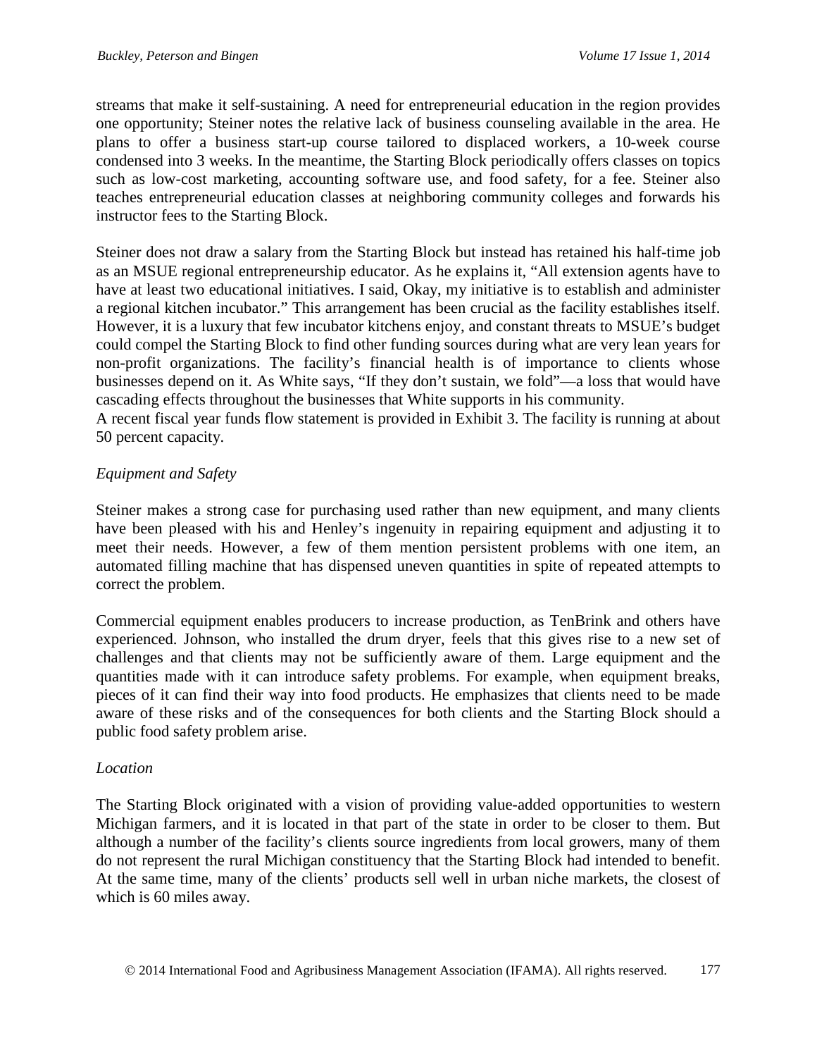streams that make it self-sustaining. A need for entrepreneurial education in the region provides one opportunity; Steiner notes the relative lack of business counseling available in the area. He plans to offer a business start-up course tailored to displaced workers, a 10-week course condensed into 3 weeks. In the meantime, the Starting Block periodically offers classes on topics such as low-cost marketing, accounting software use, and food safety, for a fee. Steiner also teaches entrepreneurial education classes at neighboring community colleges and forwards his instructor fees to the Starting Block.

Steiner does not draw a salary from the Starting Block but instead has retained his half-time job as an MSUE regional entrepreneurship educator. As he explains it, "All extension agents have to have at least two educational initiatives. I said, Okay, my initiative is to establish and administer a regional kitchen incubator." This arrangement has been crucial as the facility establishes itself. However, it is a luxury that few incubator kitchens enjoy, and constant threats to MSUE's budget could compel the Starting Block to find other funding sources during what are very lean years for non-profit organizations. The facility's financial health is of importance to clients whose businesses depend on it. As White says, "If they don't sustain, we fold"—a loss that would have cascading effects throughout the businesses that White supports in his community.

A recent fiscal year funds flow statement is provided in Exhibit 3. The facility is running at about 50 percent capacity.

*Equipment and Safety*

Steiner makes a strong case for purchasing used rather than new equipment, and many clients have been pleased with his and Henley's ingenuity in repairing equipment and adjusting it to meet their needs. However, a few of them mention persistent problems with one item, an automated filling machine that has dispensed uneven quantities in spite of repeated attempts to correct the problem.

Commercial equipment enables producers to increase production, as TenBrink and others have experienced. Johnson, who installed the drum dryer, feels that this gives rise to a new set of challenges and that clients may not be sufficiently aware of them. Large equipment and the quantities made with it can introduce safety problems. For example, when equipment breaks, pieces of it can find their way into food products. He emphasizes that clients need to be made aware of these risks and of the consequences for both clients and the Starting Block should a public food safety problem arise.

*Location*

The Starting Block originated with a vision of providing value-added opportunities to western Michigan farmers, and it is located in that part of the state in order to be closer to them. But although a number of the facility's clients source ingredients from local growers, many of them do not represent the rural Michigan constituency that the Starting Block had intended to benefit. At the same time, many of the clients' products sell well in urban niche markets, the closest of which is 60 miles away.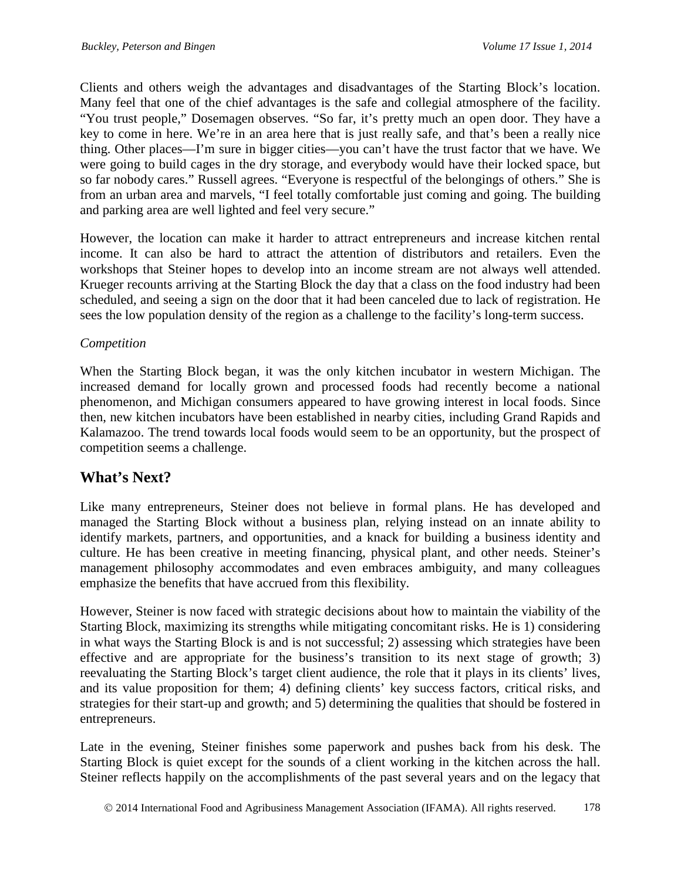Clients and others weigh the advantages and disadvantages of the Starting Block's location. Many feel that one of the chief advantages is the safe and collegial atmosphere of the facility. "You trust people," Dosemagen observes. "So far, it's pretty much an open door. They have a key to come in here. We're in an area here that is just really safe, and that's been a really nice thing. Other places—I'm sure in bigger cities—you can't have the trust factor that we have. We were going to build cages in the dry storage, and everybody would have their locked space, but so far nobody cares." Russell agrees. "Everyone is respectful of the belongings of others." She is from an urban area and marvels, "I feel totally comfortable just coming and going. The building and parking area are well lighted and feel very secure."

However, the location can make it harder to attract entrepreneurs and increase kitchen rental income. It can also be hard to attract the attention of distributors and retailers. Even the workshops that Steiner hopes to develop into an income stream are not always well attended. Krueger recounts arriving at the Starting Block the day that a class on the food industry had been scheduled, and seeing a sign on the door that it had been canceled due to lack of registration. He sees the low population density of the region as a challenge to the facility's long-term success.

*Competition*

When the Starting Block began, it was the only kitchen incubator in western Michigan. The increased demand for locally grown and processed foods had recently become a national phenomenon, and Michigan consumers appeared to have growing interest in local foods. Since then, new kitchen incubators have been established in nearby cities, including Grand Rapids and Kalamazoo. The trend towards local foods would seem to be an opportunity, but the prospect of competition seems a challenge.

## What's Next?

Like many entrepreneurs, Steiner does not believe in formal plans. He has developed and managed the Starting Block without a business plan, relying instead on an innate ability to identify markets, partners, and opportunities, and a knack for building a business identity and culture. He has been creative in meeting financing, physical plant, and other needs. Steiner's management philosophy accommodates and even embraces ambiguity, and many colleagues emphasize the benefits that have accrued from this flexibility.

However, Steiner is now faced with strategic decisions about how to maintain the viability of the Starting Block, maximizing its strengths while mitigating concomitant risks. He is 1) considering in what ways the Starting Block is and is not successful; 2) assessing which strategies have been effective and are appropriate for the business's transition to its next stage of growth; 3) reevaluating the Starting Block's target client audience, the role that it plays in its clients' lives, and its value proposition for them; 4) defining clients' key success factors, critical risks, and strategies for their start-up and growth; and 5) determining the qualities that should be fostered in entrepreneurs.

Late in the evening, Steiner finishes some paperwork and pushes back from his desk. The Starting Block is quiet except for the sounds of a client working in the kitchen across the hall. Steiner reflects happily on the accomplishments of the past several years and on the legacy that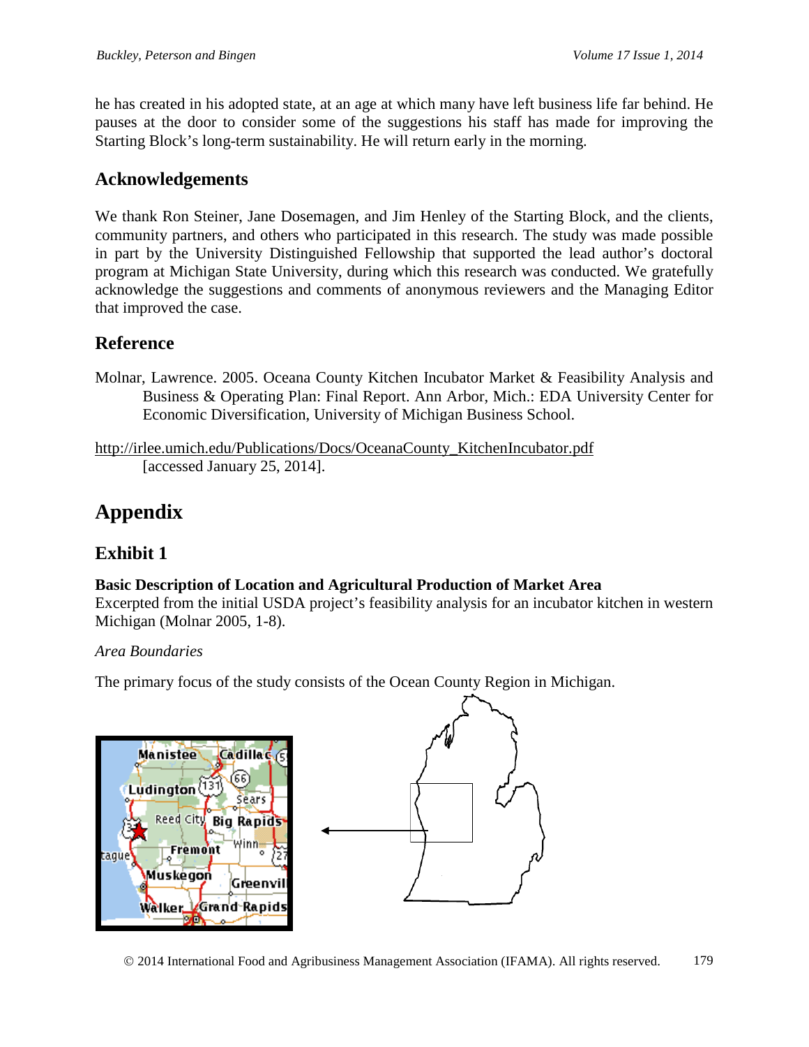he has created in his adopted state, at an age at which many have left business life far behind. He pauses at the door to consider some of the suggestions his staff has made for improving the Starting Block's long-term sustainability. He will return early in the morning.

## Acknowledgements

We thank Ron Steiner, Jane Dosemagen, and Jim Henley of the Starting Block, and the clients, community partners, and others who participated in this research. The study was made possible in part by the University Distinguished Fellowship that supported the lead author's doctoral program at Michigan State University, during which this research was conducted. We gratefully acknowledge the suggestions and comments of anonymous reviewers and the Managing Editor that improved the case.

## Reference

Molnar, Lawrence. 2005. Oceana County Kitchen Incubator Market & Feasibility Analysis and Business & Operating Plan: Final Report. Ann Arbor, Mich.: EDA University Center for Economic Diversification, University of Michigan Business School.

http://irlee.umich.edu/Publications/Docs/OceanaCounty_KitchenIncubator.pdf [accessed January 25, 2014].

# Appendix

## Exhibit 1

**Basic Description of Location and Agricultural Production of Market Area**
Excerpted from the initial USDA project's feasibility analysis for an incubator kitchen in western Michigan (Molnar 2005, 1-8).

*Area Boundaries*

The primary focus of the study consists of the Ocean County Region in Michigan.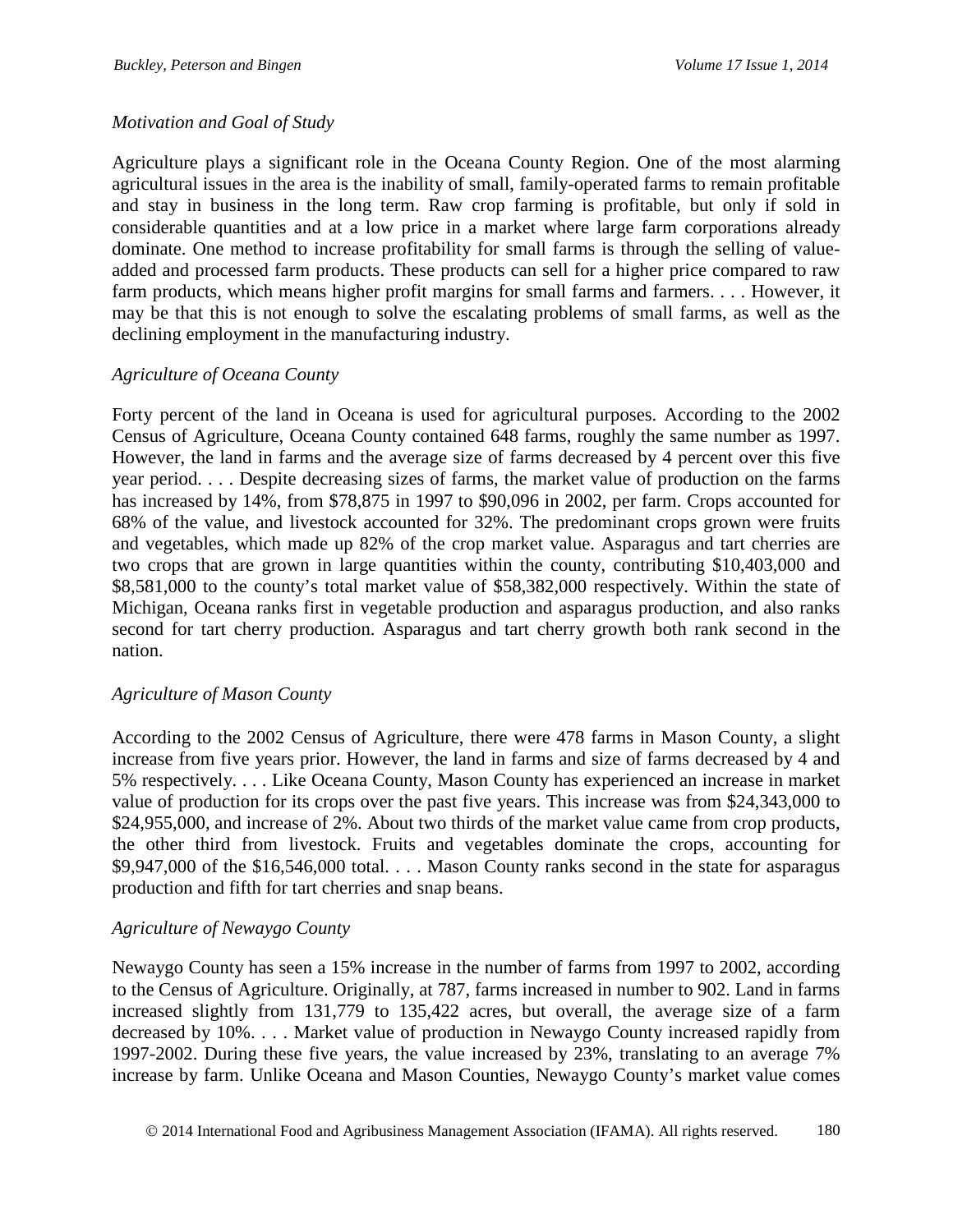*Motivation and Goal of Study*

Agriculture plays a significant role in the Oceana County Region. One of the most alarming agricultural issues in the area is the inability of small, family-operated farms to remain profitable and stay in business in the long term. Raw crop farming is profitable, but only if sold in considerable quantities and at a low price in a market where large farm corporations already dominate. One method to increase profitability for small farms is through the selling of value-added and processed farm products. These products can sell for a higher price compared to raw farm products, which means higher profit margins for small farms and farmers. . . . However, it may be that this is not enough to solve the escalating problems of small farms, as well as the declining employment in the manufacturing industry.

*Agriculture of Oceana County*

Forty percent of the land in Oceana is used for agricultural purposes. According to the 2002 Census of Agriculture, Oceana County contained 648 farms, roughly the same number as 1997. However, the land in farms and the average size of farms decreased by 4 percent over this five year period. . . . Despite decreasing sizes of farms, the market value of production on the farms has increased by 14%, from $78,875 in 1997 to $90,096 in 2002, per farm. Crops accounted for 68% of the value, and livestock accounted for 32%. The predominant crops grown were fruits and vegetables, which made up 82% of the crop market value. Asparagus and tart cherries are two crops that are grown in large quantities within the county, contributing $10,403,000 and $8,581,000 to the county's total market value of $58,382,000 respectively. Within the state of Michigan, Oceana ranks first in vegetable production and asparagus production, and also ranks second for tart cherry production. Asparagus and tart cherry growth both rank second in the nation.

*Agriculture of Mason County*

According to the 2002 Census of Agriculture, there were 478 farms in Mason County, a slight increase from five years prior. However, the land in farms and size of farms decreased by 4 and 5% respectively. . . . Like Oceana County, Mason County has experienced an increase in market value of production for its crops over the past five years. This increase was from $24,343,000 to $24,955,000, and increase of 2%. About two thirds of the market value came from crop products, the other third from livestock. Fruits and vegetables dominate the crops, accounting for $9,947,000 of the $16,546,000 total. . . . Mason County ranks second in the state for asparagus production and fifth for tart cherries and snap beans.

*Agriculture of Newaygo County*

Newaygo County has seen a 15% increase in the number of farms from 1997 to 2002, according to the Census of Agriculture. Originally, at 787, farms increased in number to 902. Land in farms increased slightly from 131,779 to 135,422 acres, but overall, the average size of a farm decreased by 10%. . . . Market value of production in Newaygo County increased rapidly from 1997-2002. During these five years, the value increased by 23%, translating to an average 7% increase by farm. Unlike Oceana and Mason Counties, Newaygo County's market value comes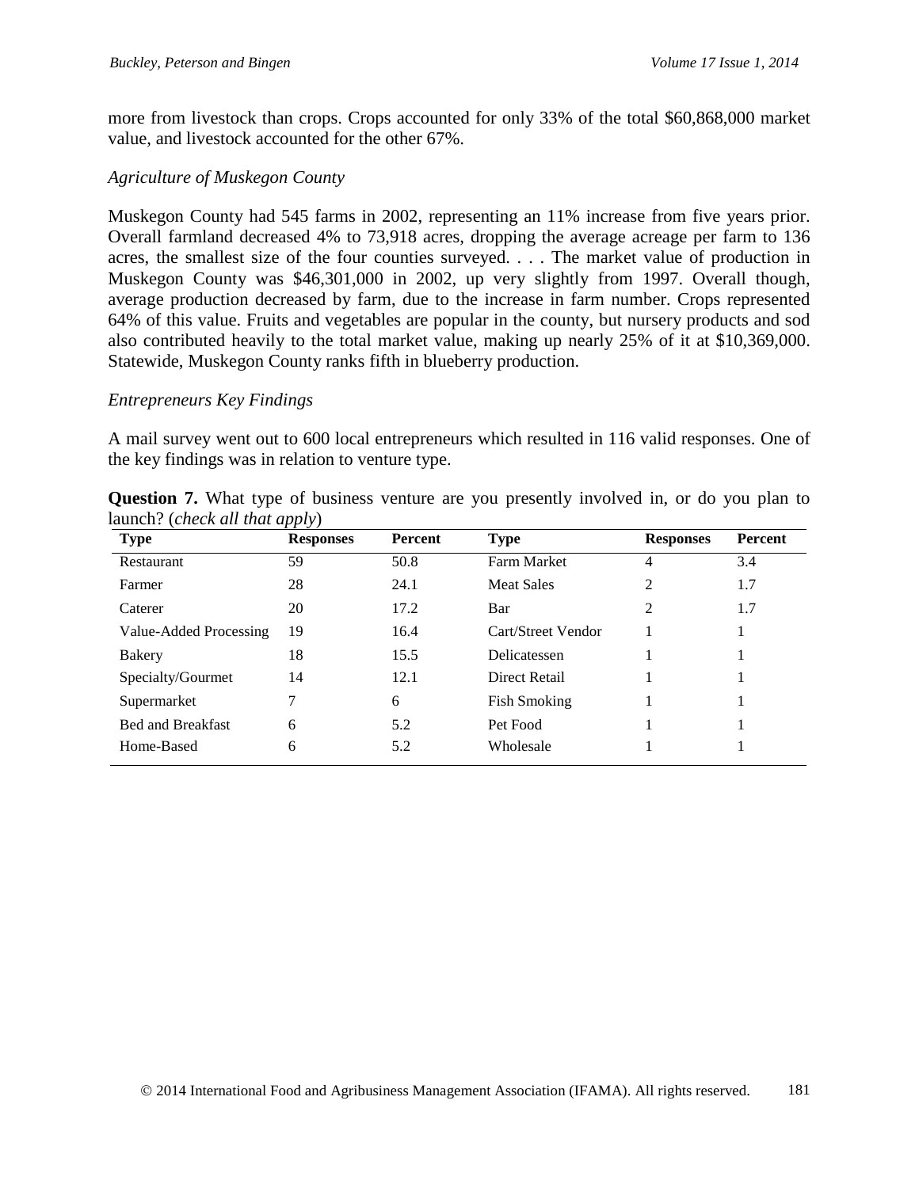more from livestock than crops. Crops accounted for only 33% of the total $60,868,000 market value, and livestock accounted for the other 67%.

*Agriculture of Muskegon County*

Muskegon County had 545 farms in 2002, representing an 11% increase from five years prior. Overall farmland decreased 4% to 73,918 acres, dropping the average acreage per farm to 136 acres, the smallest size of the four counties surveyed. . . . The market value of production in Muskegon County was $46,301,000 in 2002, up very slightly from 1997. Overall though, average production decreased by farm, due to the increase in farm number. Crops represented 64% of this value. Fruits and vegetables are popular in the county, but nursery products and sod also contributed heavily to the total market value, making up nearly 25% of it at $10,369,000. Statewide, Muskegon County ranks fifth in blueberry production.

*Entrepreneurs Key Findings*

A mail survey went out to 600 local entrepreneurs which resulted in 116 valid responses. One of the key findings was in relation to venture type.

**Question 7.** What type of business venture are you presently involved in, or do you plan to launch? (*check all that apply*)

| Type | Responses | Percent | Type | Responses | Percent |
|---|---|---|---|---|---|
| Restaurant | 59 | 50.8 | Farm Market | 4 | 3.4 |
| Farmer | 28 | 24.1 | Meat Sales | 2 | 1.7 |
| Caterer | 20 | 17.2 | Bar | 2 | 1.7 |
| Value-Added Processing | 19 | 16.4 | Cart/Street Vendor | 1 | 1 |
| Bakery | 18 | 15.5 | Delicatessen | 1 | 1 |
| Specialty/Gourmet | 14 | 12.1 | Direct Retail | 1 | 1 |
| Supermarket | 7 | 6 | Fish Smoking | 1 | 1 |
| Bed and Breakfast | 6 | 5.2 | Pet Food | 1 | 1 |
| Home-Based | 6 | 5.2 | Wholesale | 1 | 1 |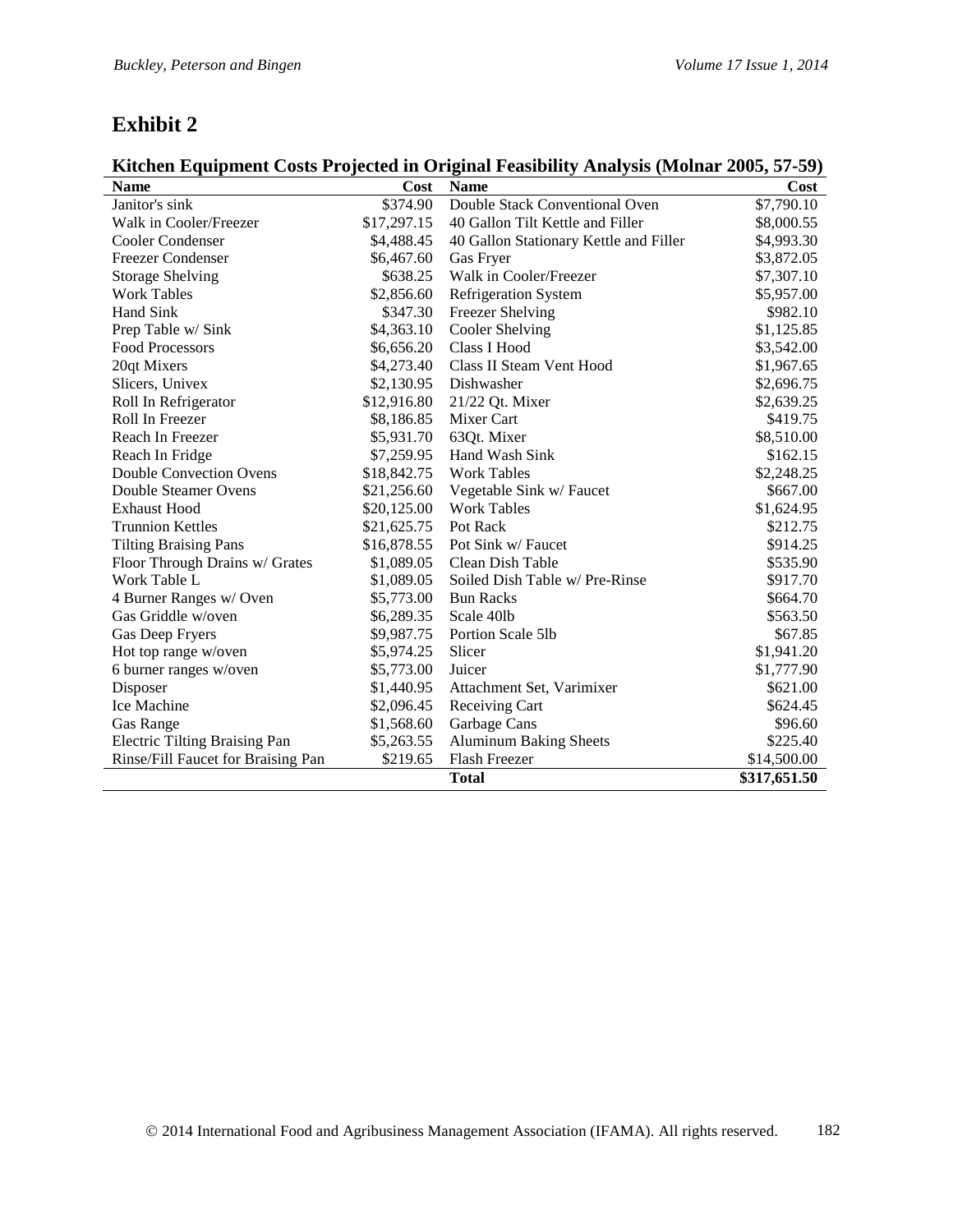# Exhibit 2

**Kitchen Equipment Costs Projected in Original Feasibility Analysis (Molnar 2005, 57-59)**

| Name | Cost | Name | Cost |
|---|---:|---|---:|
| Janitor's sink | $374.90 | Double Stack Conventional Oven | $7,790.10 |
| Walk in Cooler/Freezer | $17,297.15 | 40 Gallon Tilt Kettle and Filler | $8,000.55 |
| Cooler Condenser | $4,488.45 | 40 Gallon Stationary Kettle and Filler | $4,993.30 |
| Freezer Condenser | $6,467.60 | Gas Fryer | $3,872.05 |
| Storage Shelving | $638.25 | Walk in Cooler/Freezer | $7,307.10 |
| Work Tables | $2,856.60 | Refrigeration System | $5,957.00 |
| Hand Sink | $347.30 | Freezer Shelving | $982.10 |
| Prep Table w/ Sink | $4,363.10 | Cooler Shelving | $1,125.85 |
| Food Processors | $6,656.20 | Class I Hood | $3,542.00 |
| 20qt Mixers | $4,273.40 | Class II Steam Vent Hood | $1,967.65 |
| Slicers, Univex | $2,130.95 | Dishwasher | $2,696.75 |
| Roll In Refrigerator | $12,916.80 | 21/22 Qt. Mixer | $2,639.25 |
| Roll In Freezer | $8,186.85 | Mixer Cart | $419.75 |
| Reach In Freezer | $5,931.70 | 63Qt. Mixer | $8,510.00 |
| Reach In Fridge | $7,259.95 | Hand Wash Sink | $162.15 |
| Double Convection Ovens | $18,842.75 | Work Tables | $2,248.25 |
| Double Steamer Ovens | $21,256.60 | Vegetable Sink w/ Faucet | $667.00 |
| Exhaust Hood | $20,125.00 | Work Tables | $1,624.95 |
| Trunnion Kettles | $21,625.75 | Pot Rack | $212.75 |
| Tilting Braising Pans | $16,878.55 | Pot Sink w/ Faucet | $914.25 |
| Floor Through Drains w/ Grates | $1,089.05 | Clean Dish Table | $535.90 |
| Work Table L | $1,089.05 | Soiled Dish Table w/ Pre-Rinse | $917.70 |
| 4 Burner Ranges w/ Oven | $5,773.00 | Bun Racks | $664.70 |
| Gas Griddle w/oven | $6,289.35 | Scale 40lb | $563.50 |
| Gas Deep Fryers | $9,987.75 | Portion Scale 5lb | $67.85 |
| Hot top range w/oven | $5,974.25 | Slicer | $1,941.20 |
| 6 burner ranges w/oven | $5,773.00 | Juicer | $1,777.90 |
| Disposer | $1,440.95 | Attachment Set, Varimixer | $621.00 |
| Ice Machine | $2,096.45 | Receiving Cart | $624.45 |
| Gas Range | $1,568.60 | Garbage Cans | $96.60 |
| Electric Tilting Braising Pan | $5,263.55 | Aluminum Baking Sheets | $225.40 |
| Rinse/Fill Faucet for Braising Pan | $219.65 | Flash Freezer | $14,500.00 |
| | | **Total** | **$317,651.50** |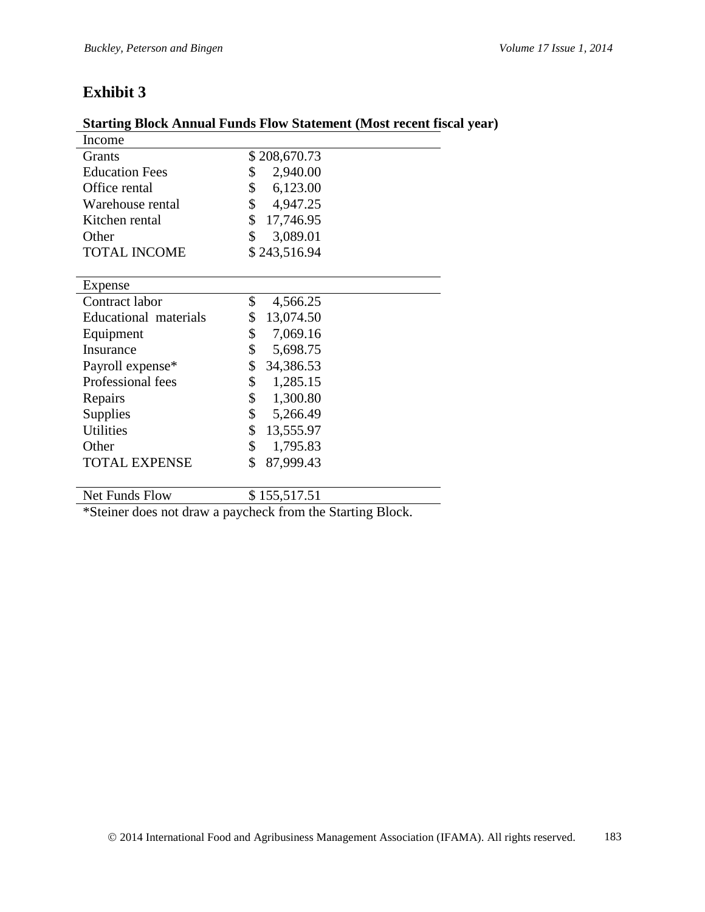## Exhibit 3

**Starting Block Annual Funds Flow Statement (Most recent fiscal year)**

| Income | |
|---|---|
| Grants | $ 208,670.73 |
| Education Fees | $ 2,940.00 |
| Office rental | $ 6,123.00 |
| Warehouse rental | $ 4,947.25 |
| Kitchen rental | $ 17,746.95 |
| Other | $ 3,089.01 |
| TOTAL INCOME | $ 243,516.94 |
| | |
| **Expense** | |
| Contract labor | $ 4,566.25 |
| Educational materials | $ 13,074.50 |
| Equipment | $ 7,069.16 |
| Insurance | $ 5,698.75 |
| Payroll expense* | $ 34,386.53 |
| Professional fees | $ 1,285.15 |
| Repairs | $ 1,300.80 |
| Supplies | $ 5,266.49 |
| Utilities | $ 13,555.97 |
| Other | $ 1,795.83 |
| TOTAL EXPENSE | $ 87,999.43 |
| | |
| Net Funds Flow | $ 155,517.51 |

*Steiner does not draw a paycheck from the Starting Block.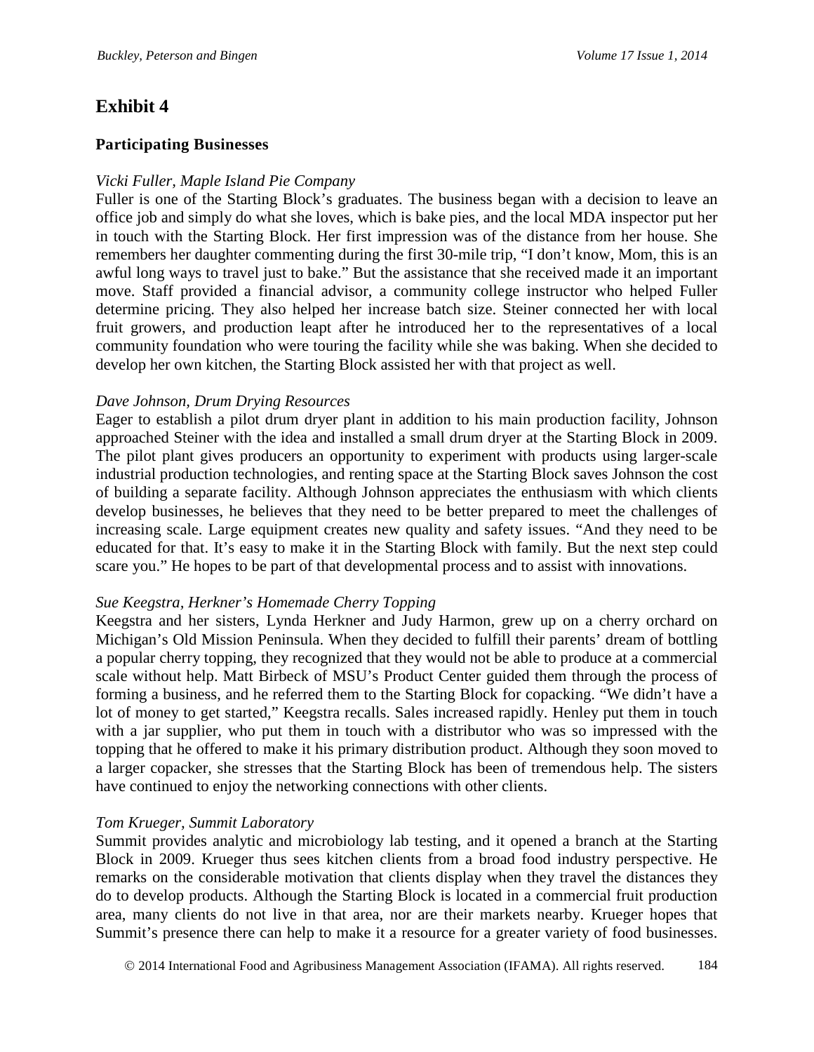## Exhibit 4

### Participating Businesses

*Vicki Fuller, Maple Island Pie Company*
Fuller is one of the Starting Block's graduates. The business began with a decision to leave an office job and simply do what she loves, which is bake pies, and the local MDA inspector put her in touch with the Starting Block. Her first impression was of the distance from her house. She remembers her daughter commenting during the first 30-mile trip, "I don't know, Mom, this is an awful long ways to travel just to bake." But the assistance that she received made it an important move. Staff provided a financial advisor, a community college instructor who helped Fuller determine pricing. They also helped her increase batch size. Steiner connected her with local fruit growers, and production leapt after he introduced her to the representatives of a local community foundation who were touring the facility while she was baking. When she decided to develop her own kitchen, the Starting Block assisted her with that project as well.

*Dave Johnson, Drum Drying Resources*
Eager to establish a pilot drum dryer plant in addition to his main production facility, Johnson approached Steiner with the idea and installed a small drum dryer at the Starting Block in 2009. The pilot plant gives producers an opportunity to experiment with products using larger-scale industrial production technologies, and renting space at the Starting Block saves Johnson the cost of building a separate facility. Although Johnson appreciates the enthusiasm with which clients develop businesses, he believes that they need to be better prepared to meet the challenges of increasing scale. Large equipment creates new quality and safety issues. "And they need to be educated for that. It's easy to make it in the Starting Block with family. But the next step could scare you." He hopes to be part of that developmental process and to assist with innovations.

*Sue Keegstra, Herkner's Homemade Cherry Topping*
Keegstra and her sisters, Lynda Herkner and Judy Harmon, grew up on a cherry orchard on Michigan's Old Mission Peninsula. When they decided to fulfill their parents' dream of bottling a popular cherry topping, they recognized that they would not be able to produce at a commercial scale without help. Matt Birbeck of MSU's Product Center guided them through the process of forming a business, and he referred them to the Starting Block for copacking. "We didn't have a lot of money to get started," Keegstra recalls. Sales increased rapidly. Henley put them in touch with a jar supplier, who put them in touch with a distributor who was so impressed with the topping that he offered to make it his primary distribution product. Although they soon moved to a larger copacker, she stresses that the Starting Block has been of tremendous help. The sisters have continued to enjoy the networking connections with other clients.

*Tom Krueger, Summit Laboratory*
Summit provides analytic and microbiology lab testing, and it opened a branch at the Starting Block in 2009. Krueger thus sees kitchen clients from a broad food industry perspective. He remarks on the considerable motivation that clients display when they travel the distances they do to develop products. Although the Starting Block is located in a commercial fruit production area, many clients do not live in that area, nor are their markets nearby. Krueger hopes that Summit's presence there can help to make it a resource for a greater variety of food businesses.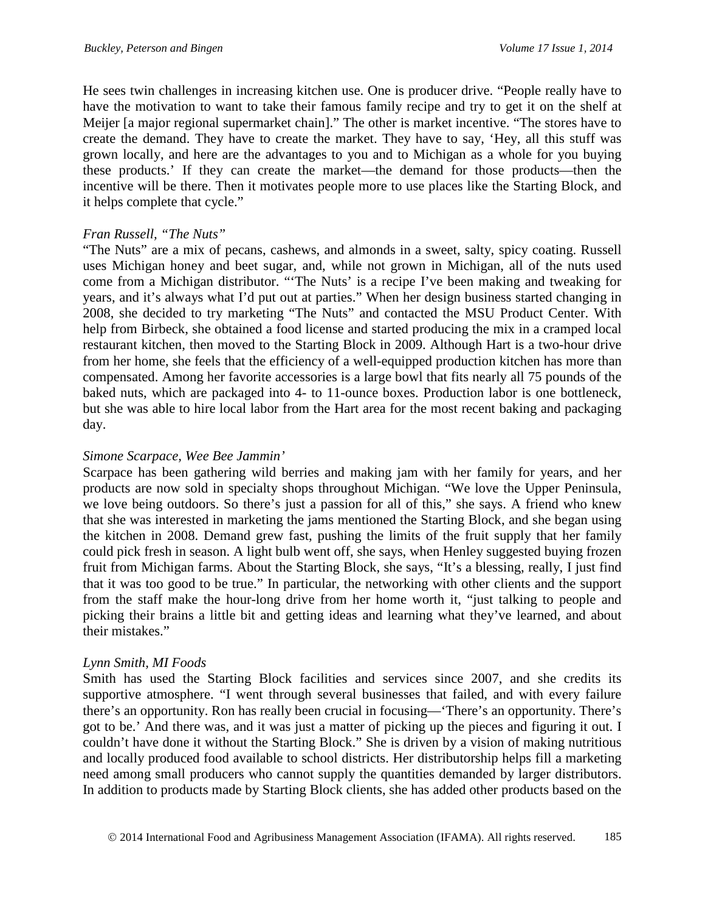He sees twin challenges in increasing kitchen use. One is producer drive. "People really have to have the motivation to want to take their famous family recipe and try to get it on the shelf at Meijer [a major regional supermarket chain]." The other is market incentive. "The stores have to create the demand. They have to create the market. They have to say, 'Hey, all this stuff was grown locally, and here are the advantages to you and to Michigan as a whole for you buying these products.' If they can create the market—the demand for those products—then the incentive will be there. Then it motivates people more to use places like the Starting Block, and it helps complete that cycle."

*Fran Russell, "The Nuts"*

"The Nuts" are a mix of pecans, cashews, and almonds in a sweet, salty, spicy coating. Russell uses Michigan honey and beet sugar, and, while not grown in Michigan, all of the nuts used come from a Michigan distributor. "'The Nuts' is a recipe I've been making and tweaking for years, and it's always what I'd put out at parties." When her design business started changing in 2008, she decided to try marketing "The Nuts" and contacted the MSU Product Center. With help from Birbeck, she obtained a food license and started producing the mix in a cramped local restaurant kitchen, then moved to the Starting Block in 2009. Although Hart is a two-hour drive from her home, she feels that the efficiency of a well-equipped production kitchen has more than compensated. Among her favorite accessories is a large bowl that fits nearly all 75 pounds of the baked nuts, which are packaged into 4- to 11-ounce boxes. Production labor is one bottleneck, but she was able to hire local labor from the Hart area for the most recent baking and packaging day.

*Simone Scarpace, Wee Bee Jammin'*

Scarpace has been gathering wild berries and making jam with her family for years, and her products are now sold in specialty shops throughout Michigan. "We love the Upper Peninsula, we love being outdoors. So there's just a passion for all of this," she says. A friend who knew that she was interested in marketing the jams mentioned the Starting Block, and she began using the kitchen in 2008. Demand grew fast, pushing the limits of the fruit supply that her family could pick fresh in season. A light bulb went off, she says, when Henley suggested buying frozen fruit from Michigan farms. About the Starting Block, she says, "It's a blessing, really, I just find that it was too good to be true." In particular, the networking with other clients and the support from the staff make the hour-long drive from her home worth it, "just talking to people and picking their brains a little bit and getting ideas and learning what they've learned, and about their mistakes."

*Lynn Smith, MI Foods*

Smith has used the Starting Block facilities and services since 2007, and she credits its supportive atmosphere. "I went through several businesses that failed, and with every failure there's an opportunity. Ron has really been crucial in focusing—'There's an opportunity. There's got to be.' And there was, and it was just a matter of picking up the pieces and figuring it out. I couldn't have done it without the Starting Block." She is driven by a vision of making nutritious and locally produced food available to school districts. Her distributorship helps fill a marketing need among small producers who cannot supply the quantities demanded by larger distributors. In addition to products made by Starting Block clients, she has added other products based on the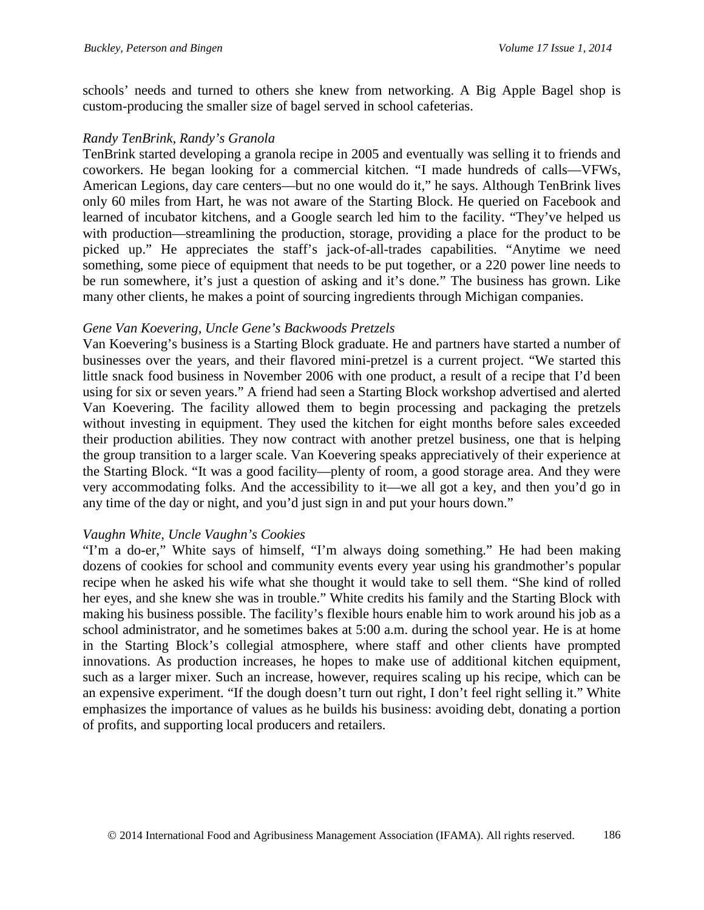schools' needs and turned to others she knew from networking. A Big Apple Bagel shop is custom-producing the smaller size of bagel served in school cafeterias.

*Randy TenBrink, Randy's Granola*
TenBrink started developing a granola recipe in 2005 and eventually was selling it to friends and coworkers. He began looking for a commercial kitchen. "I made hundreds of calls—VFWs, American Legions, day care centers—but no one would do it," he says. Although TenBrink lives only 60 miles from Hart, he was not aware of the Starting Block. He queried on Facebook and learned of incubator kitchens, and a Google search led him to the facility. "They've helped us with production—streamlining the production, storage, providing a place for the product to be picked up." He appreciates the staff's jack-of-all-trades capabilities. "Anytime we need something, some piece of equipment that needs to be put together, or a 220 power line needs to be run somewhere, it's just a question of asking and it's done." The business has grown. Like many other clients, he makes a point of sourcing ingredients through Michigan companies.

*Gene Van Koevering, Uncle Gene's Backwoods Pretzels*
Van Koevering's business is a Starting Block graduate. He and partners have started a number of businesses over the years, and their flavored mini-pretzel is a current project. "We started this little snack food business in November 2006 with one product, a result of a recipe that I'd been using for six or seven years." A friend had seen a Starting Block workshop advertised and alerted Van Koevering. The facility allowed them to begin processing and packaging the pretzels without investing in equipment. They used the kitchen for eight months before sales exceeded their production abilities. They now contract with another pretzel business, one that is helping the group transition to a larger scale. Van Koevering speaks appreciatively of their experience at the Starting Block. "It was a good facility—plenty of room, a good storage area. And they were very accommodating folks. And the accessibility to it—we all got a key, and then you'd go in any time of the day or night, and you'd just sign in and put your hours down."

*Vaughn White, Uncle Vaughn's Cookies*
"I'm a do-er," White says of himself, "I'm always doing something." He had been making dozens of cookies for school and community events every year using his grandmother's popular recipe when he asked his wife what she thought it would take to sell them. "She kind of rolled her eyes, and she knew she was in trouble." White credits his family and the Starting Block with making his business possible. The facility's flexible hours enable him to work around his job as a school administrator, and he sometimes bakes at 5:00 a.m. during the school year. He is at home in the Starting Block's collegial atmosphere, where staff and other clients have prompted innovations. As production increases, he hopes to make use of additional kitchen equipment, such as a larger mixer. Such an increase, however, requires scaling up his recipe, which can be an expensive experiment. "If the dough doesn't turn out right, I don't feel right selling it." White emphasizes the importance of values as he builds his business: avoiding debt, donating a portion of profits, and supporting local producers and retailers.